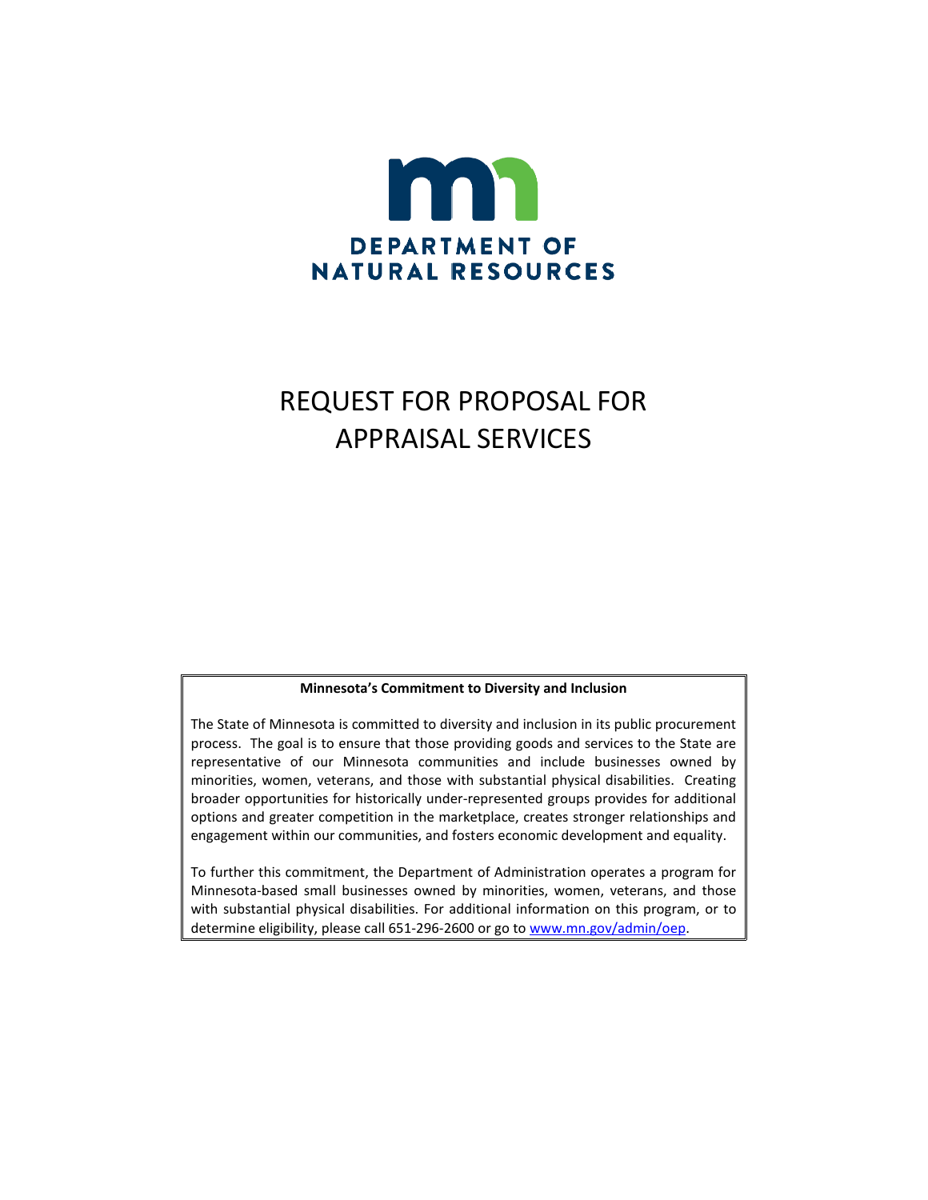DEPARTMENT OF NATURAL RESOURCES

# REQUEST FOR PROPOSAL FOR APPRAISAL SERVICES

**Minnesota's Commitment to Diversity and Inclusion**

The State of Minnesota is committed to diversity and inclusion in its public procurement process. The goal is to ensure that those providing goods and services to the State are representative of our Minnesota communities and include businesses owned by minorities, women, veterans, and those with substantial physical disabilities. Creating broader opportunities for historically under-represented groups provides for additional options and greater competition in the marketplace, creates stronger relationships and engagement within our communities, and fosters economic development and equality.

To further this commitment, the Department of Administration operates a program for Minnesota-based small businesses owned by minorities, women, veterans, and those with substantial physical disabilities. For additional information on this program, or to determine eligibility, please call 651-296-2600 or go to [www.mn.gov/admin/oep](www.mn.gov/admin/oep).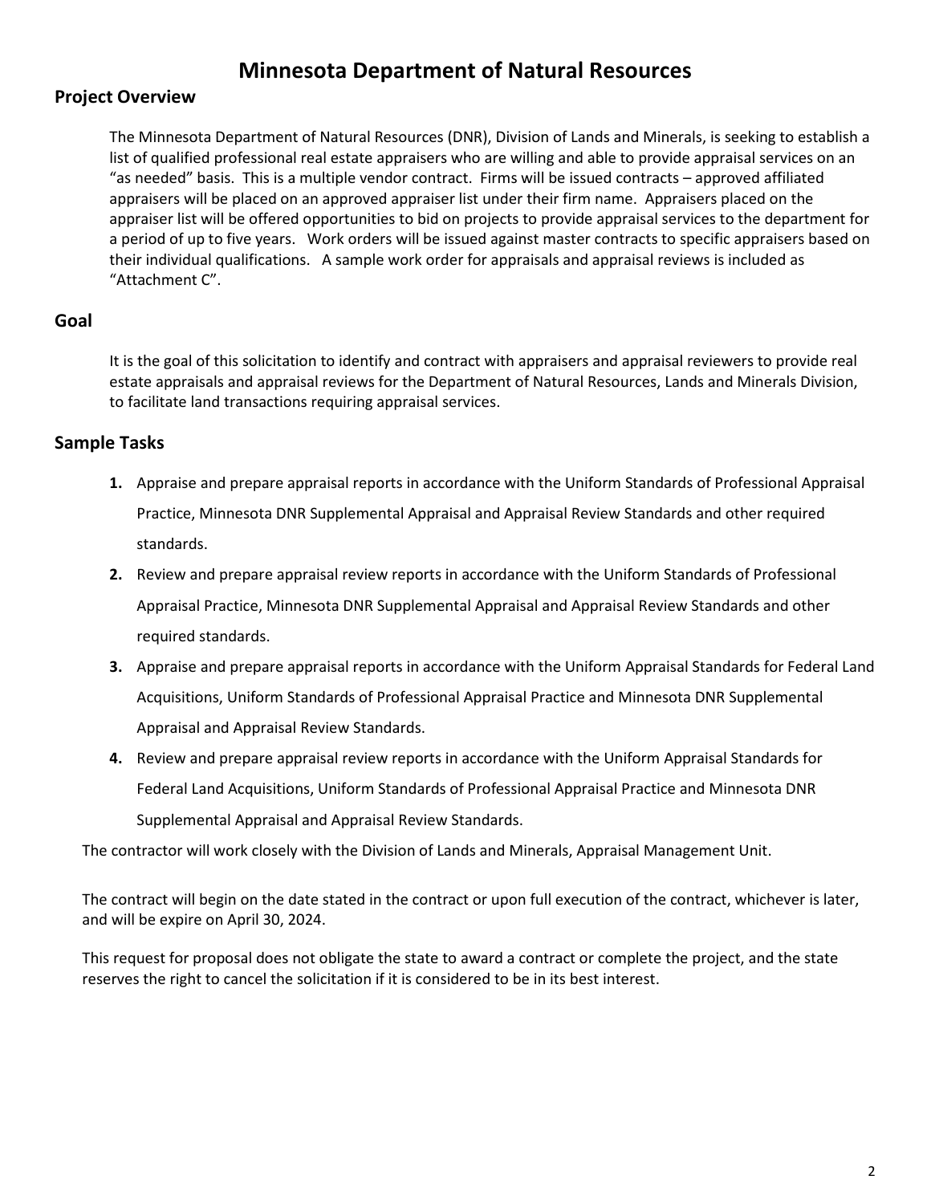# Minnesota Department of Natural Resources

## Project Overview

The Minnesota Department of Natural Resources (DNR), Division of Lands and Minerals, is seeking to establish a list of qualified professional real estate appraisers who are willing and able to provide appraisal services on an "as needed" basis. This is a multiple vendor contract. Firms will be issued contracts – approved affiliated appraisers will be placed on an approved appraiser list under their firm name. Appraisers placed on the appraiser list will be offered opportunities to bid on projects to provide appraisal services to the department for a period of up to five years. Work orders will be issued against master contracts to specific appraisers based on their individual qualifications. A sample work order for appraisals and appraisal reviews is included as "Attachment C".

## Goal

It is the goal of this solicitation to identify and contract with appraisers and appraisal reviewers to provide real estate appraisals and appraisal reviews for the Department of Natural Resources, Lands and Minerals Division, to facilitate land transactions requiring appraisal services.

## Sample Tasks

1. Appraise and prepare appraisal reports in accordance with the Uniform Standards of Professional Appraisal Practice, Minnesota DNR Supplemental Appraisal and Appraisal Review Standards and other required standards.
2. Review and prepare appraisal review reports in accordance with the Uniform Standards of Professional Appraisal Practice, Minnesota DNR Supplemental Appraisal and Appraisal Review Standards and other required standards.
3. Appraise and prepare appraisal reports in accordance with the Uniform Appraisal Standards for Federal Land Acquisitions, Uniform Standards of Professional Appraisal Practice and Minnesota DNR Supplemental Appraisal and Appraisal Review Standards.
4. Review and prepare appraisal review reports in accordance with the Uniform Appraisal Standards for Federal Land Acquisitions, Uniform Standards of Professional Appraisal Practice and Minnesota DNR Supplemental Appraisal and Appraisal Review Standards.

The contractor will work closely with the Division of Lands and Minerals, Appraisal Management Unit.

The contract will begin on the date stated in the contract or upon full execution of the contract, whichever is later, and will be expire on April 30, 2024.

This request for proposal does not obligate the state to award a contract or complete the project, and the state reserves the right to cancel the solicitation if it is considered to be in its best interest.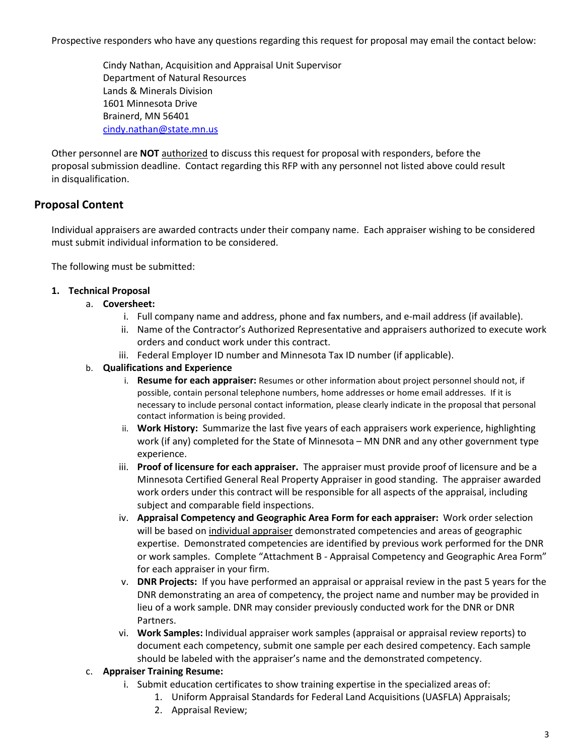Prospective responders who have any questions regarding this request for proposal may email the contact below:

Cindy Nathan, Acquisition and Appraisal Unit Supervisor
Department of Natural Resources
Lands & Minerals Division
1601 Minnesota Drive
Brainerd, MN 56401
cindy.nathan@state.mn.us

Other personnel are **NOT** authorized to discuss this request for proposal with responders, before the proposal submission deadline. Contact regarding this RFP with any personnel not listed above could result in disqualification.

## Proposal Content

Individual appraisers are awarded contracts under their company name. Each appraiser wishing to be considered must submit individual information to be considered.

The following must be submitted:

1. **Technical Proposal**
   a. **Coversheet:**
      i. Full company name and address, phone and fax numbers, and e-mail address (if available).
      ii. Name of the Contractor's Authorized Representative and appraisers authorized to execute work orders and conduct work under this contract.
      iii. Federal Employer ID number and Minnesota Tax ID number (if applicable).

   b. **Qualifications and Experience**
      i. **Resume for each appraiser:** Resumes or other information about project personnel should not, if possible, contain personal telephone numbers, home addresses or home email addresses. If it is necessary to include personal contact information, please clearly indicate in the proposal that personal contact information is being provided.
      ii. **Work History:** Summarize the last five years of each appraisers work experience, highlighting work (if any) completed for the State of Minnesota – MN DNR and any other government type experience.
      iii. **Proof of licensure for each appraiser.** The appraiser must provide proof of licensure and be a Minnesota Certified General Real Property Appraiser in good standing. The appraiser awarded work orders under this contract will be responsible for all aspects of the appraisal, including subject and comparable field inspections.
      iv. **Appraisal Competency and Geographic Area Form for each appraiser:** Work order selection will be based on individual appraiser demonstrated competencies and areas of geographic expertise. Demonstrated competencies are identified by previous work performed for the DNR or work samples. Complete "Attachment B - Appraisal Competency and Geographic Area Form" for each appraiser in your firm.
      v. **DNR Projects:** If you have performed an appraisal or appraisal review in the past 5 years for the DNR demonstrating an area of competency, the project name and number may be provided in lieu of a work sample. DNR may consider previously conducted work for the DNR or DNR Partners.
      vi. **Work Samples:** Individual appraiser work samples (appraisal or appraisal review reports) to document each competency, submit one sample per each desired competency. Each sample should be labeled with the appraiser's name and the demonstrated competency.

   c. **Appraiser Training Resume:**
      i. Submit education certificates to show training expertise in the specialized areas of:
         1. Uniform Appraisal Standards for Federal Land Acquisitions (UASFLA) Appraisals;
         2. Appraisal Review;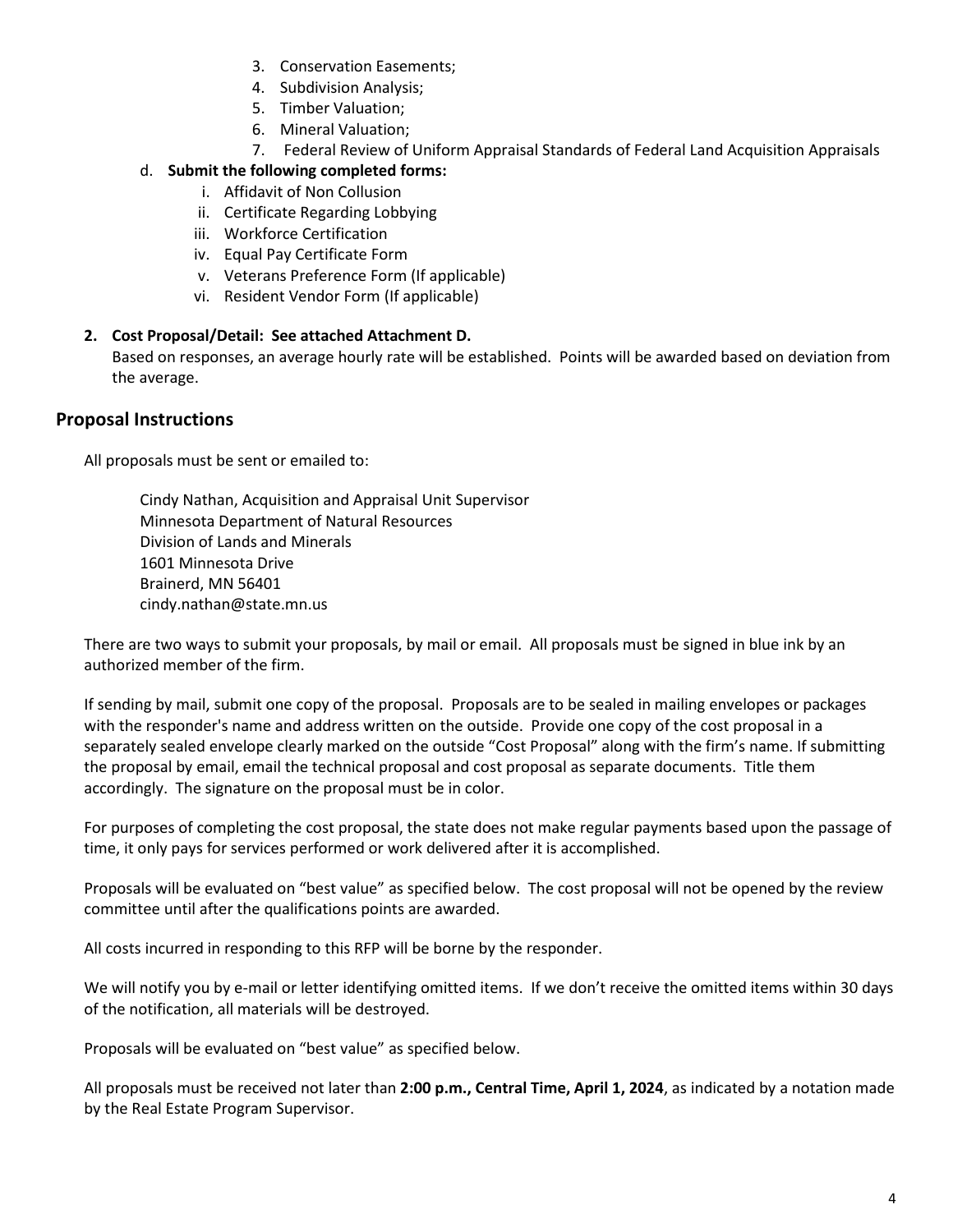3. Conservation Easements;
4. Subdivision Analysis;
5. Timber Valuation;
6. Mineral Valuation;
7. Federal Review of Uniform Appraisal Standards of Federal Land Acquisition Appraisals

d. **Submit the following completed forms:**
   i. Affidavit of Non Collusion
   ii. Certificate Regarding Lobbying
   iii. Workforce Certification
   iv. Equal Pay Certificate Form
   v. Veterans Preference Form (If applicable)
   vi. Resident Vendor Form (If applicable)

2. **Cost Proposal/Detail: See attached Attachment D.**
   Based on responses, an average hourly rate will be established. Points will be awarded based on deviation from the average.

## Proposal Instructions

All proposals must be sent or emailed to:

Cindy Nathan, Acquisition and Appraisal Unit Supervisor
Minnesota Department of Natural Resources
Division of Lands and Minerals
1601 Minnesota Drive
Brainerd, MN 56401
cindy.nathan@state.mn.us

There are two ways to submit your proposals, by mail or email. All proposals must be signed in blue ink by an authorized member of the firm.

If sending by mail, submit one copy of the proposal. Proposals are to be sealed in mailing envelopes or packages with the responder's name and address written on the outside. Provide one copy of the cost proposal in a separately sealed envelope clearly marked on the outside "Cost Proposal" along with the firm's name. If submitting the proposal by email, email the technical proposal and cost proposal as separate documents. Title them accordingly. The signature on the proposal must be in color.

For purposes of completing the cost proposal, the state does not make regular payments based upon the passage of time, it only pays for services performed or work delivered after it is accomplished.

Proposals will be evaluated on "best value" as specified below. The cost proposal will not be opened by the review committee until after the qualifications points are awarded.

All costs incurred in responding to this RFP will be borne by the responder.

We will notify you by e-mail or letter identifying omitted items. If we don't receive the omitted items within 30 days of the notification, all materials will be destroyed.

Proposals will be evaluated on "best value" as specified below.

All proposals must be received not later than **2:00 p.m., Central Time, April 1, 2024**, as indicated by a notation made by the Real Estate Program Supervisor.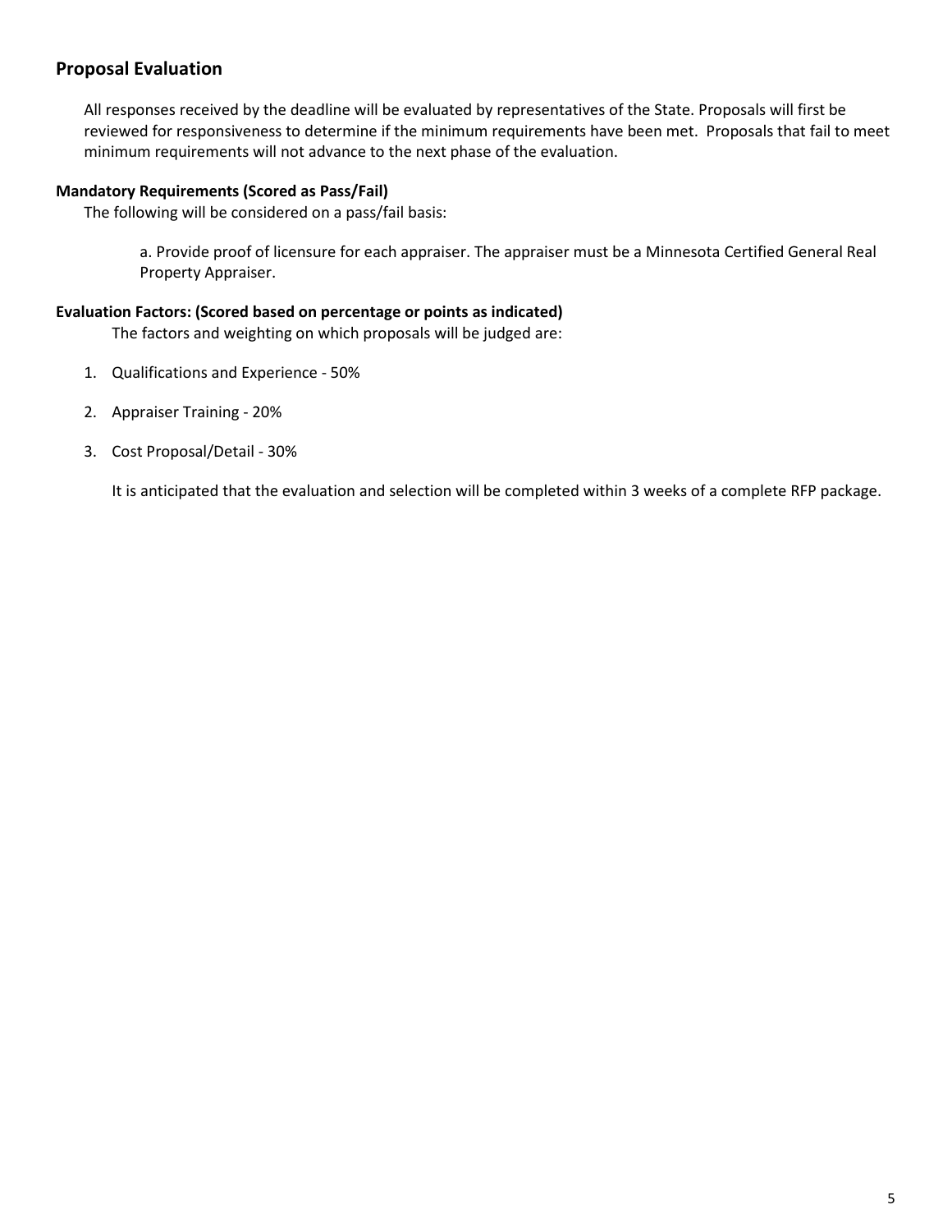## Proposal Evaluation

All responses received by the deadline will be evaluated by representatives of the State. Proposals will first be reviewed for responsiveness to determine if the minimum requirements have been met. Proposals that fail to meet minimum requirements will not advance to the next phase of the evaluation.

**Mandatory Requirements (Scored as Pass/Fail)**

The following will be considered on a pass/fail basis:

a. Provide proof of licensure for each appraiser. The appraiser must be a Minnesota Certified General Real Property Appraiser.

**Evaluation Factors: (Scored based on percentage or points as indicated)**

The factors and weighting on which proposals will be judged are:

1. Qualifications and Experience - 50%
2. Appraiser Training - 20%
3. Cost Proposal/Detail - 30%

It is anticipated that the evaluation and selection will be completed within 3 weeks of a complete RFP package.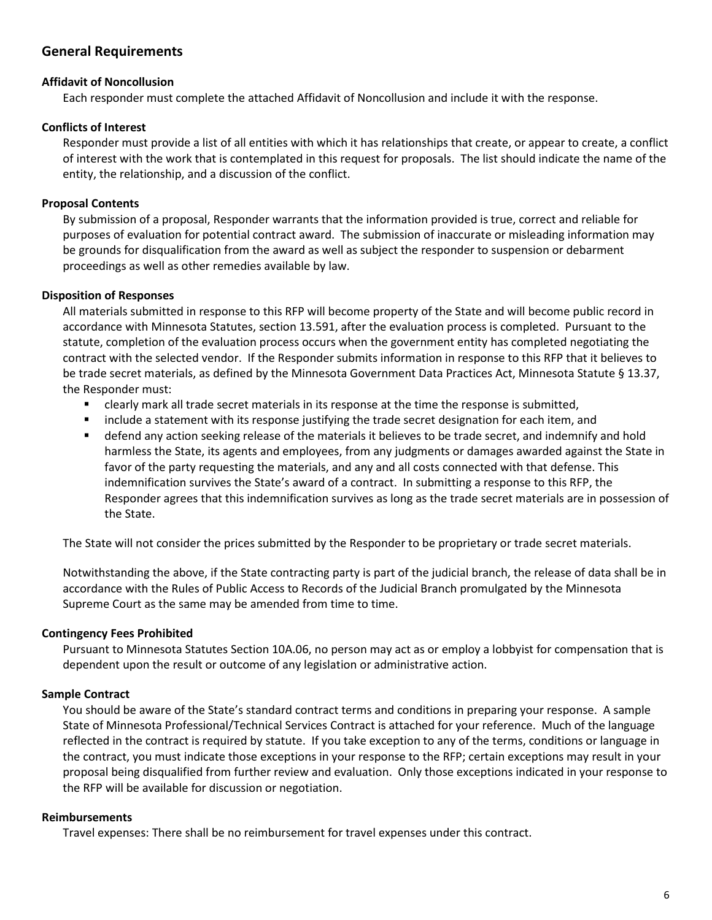## General Requirements

**Affidavit of Noncollusion**

Each responder must complete the attached Affidavit of Noncollusion and include it with the response.

**Conflicts of Interest**

Responder must provide a list of all entities with which it has relationships that create, or appear to create, a conflict of interest with the work that is contemplated in this request for proposals. The list should indicate the name of the entity, the relationship, and a discussion of the conflict.

**Proposal Contents**

By submission of a proposal, Responder warrants that the information provided is true, correct and reliable for purposes of evaluation for potential contract award. The submission of inaccurate or misleading information may be grounds for disqualification from the award as well as subject the responder to suspension or debarment proceedings as well as other remedies available by law.

**Disposition of Responses**

All materials submitted in response to this RFP will become property of the State and will become public record in accordance with Minnesota Statutes, section 13.591, after the evaluation process is completed. Pursuant to the statute, completion of the evaluation process occurs when the government entity has completed negotiating the contract with the selected vendor. If the Responder submits information in response to this RFP that it believes to be trade secret materials, as defined by the Minnesota Government Data Practices Act, Minnesota Statute § 13.37, the Responder must:

- clearly mark all trade secret materials in its response at the time the response is submitted,
- include a statement with its response justifying the trade secret designation for each item, and
- defend any action seeking release of the materials it believes to be trade secret, and indemnify and hold harmless the State, its agents and employees, from any judgments or damages awarded against the State in favor of the party requesting the materials, and any and all costs connected with that defense. This indemnification survives the State's award of a contract. In submitting a response to this RFP, the Responder agrees that this indemnification survives as long as the trade secret materials are in possession of the State.

The State will not consider the prices submitted by the Responder to be proprietary or trade secret materials.

Notwithstanding the above, if the State contracting party is part of the judicial branch, the release of data shall be in accordance with the Rules of Public Access to Records of the Judicial Branch promulgated by the Minnesota Supreme Court as the same may be amended from time to time.

**Contingency Fees Prohibited**

Pursuant to Minnesota Statutes Section 10A.06, no person may act as or employ a lobbyist for compensation that is dependent upon the result or outcome of any legislation or administrative action.

**Sample Contract**

You should be aware of the State's standard contract terms and conditions in preparing your response. A sample State of Minnesota Professional/Technical Services Contract is attached for your reference. Much of the language reflected in the contract is required by statute. If you take exception to any of the terms, conditions or language in the contract, you must indicate those exceptions in your response to the RFP; certain exceptions may result in your proposal being disqualified from further review and evaluation. Only those exceptions indicated in your response to the RFP will be available for discussion or negotiation.

**Reimbursements**

Travel expenses: There shall be no reimbursement for travel expenses under this contract.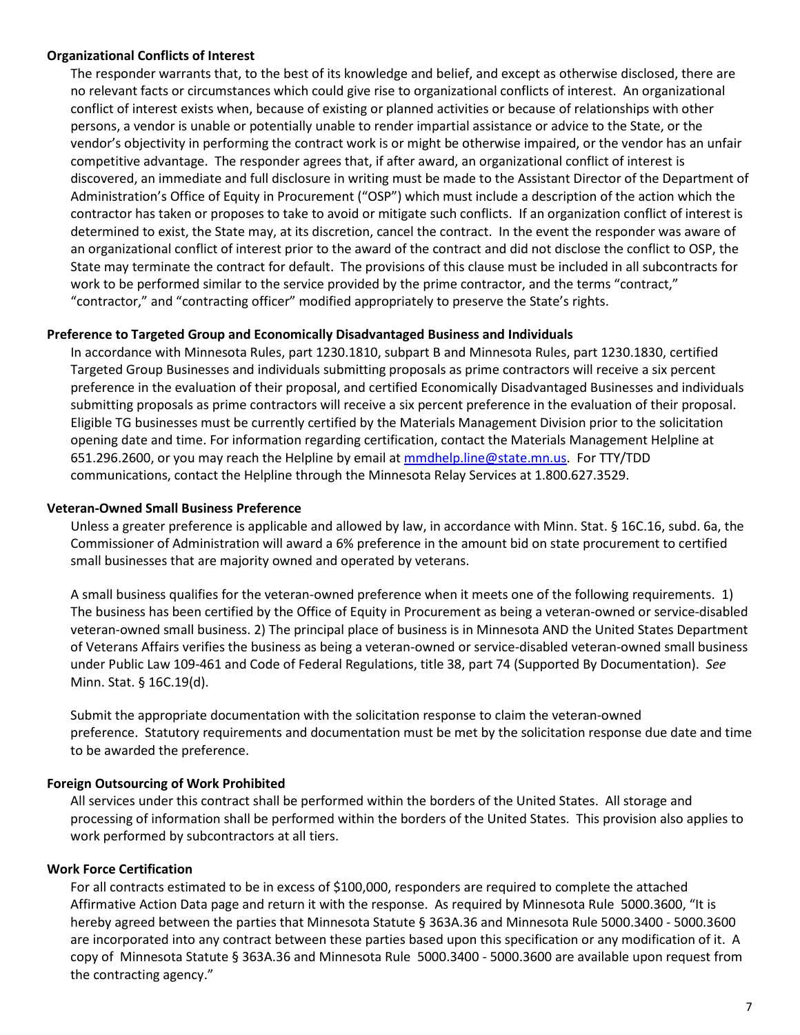**Organizational Conflicts of Interest**

The responder warrants that, to the best of its knowledge and belief, and except as otherwise disclosed, there are no relevant facts or circumstances which could give rise to organizational conflicts of interest. An organizational conflict of interest exists when, because of existing or planned activities or because of relationships with other persons, a vendor is unable or potentially unable to render impartial assistance or advice to the State, or the vendor's objectivity in performing the contract work is or might be otherwise impaired, or the vendor has an unfair competitive advantage. The responder agrees that, if after award, an organizational conflict of interest is discovered, an immediate and full disclosure in writing must be made to the Assistant Director of the Department of Administration's Office of Equity in Procurement ("OSP") which must include a description of the action which the contractor has taken or proposes to take to avoid or mitigate such conflicts. If an organization conflict of interest is determined to exist, the State may, at its discretion, cancel the contract. In the event the responder was aware of an organizational conflict of interest prior to the award of the contract and did not disclose the conflict to OSP, the State may terminate the contract for default. The provisions of this clause must be included in all subcontracts for work to be performed similar to the service provided by the prime contractor, and the terms "contract," "contractor," and "contracting officer" modified appropriately to preserve the State's rights.

**Preference to Targeted Group and Economically Disadvantaged Business and Individuals**

In accordance with Minnesota Rules, part 1230.1810, subpart B and Minnesota Rules, part 1230.1830, certified Targeted Group Businesses and individuals submitting proposals as prime contractors will receive a six percent preference in the evaluation of their proposal, and certified Economically Disadvantaged Businesses and individuals submitting proposals as prime contractors will receive a six percent preference in the evaluation of their proposal. Eligible TG businesses must be currently certified by the Materials Management Division prior to the solicitation opening date and time. For information regarding certification, contact the Materials Management Helpline at 651.296.2600, or you may reach the Helpline by email at mmdhelp.line@state.mn.us. For TTY/TDD communications, contact the Helpline through the Minnesota Relay Services at 1.800.627.3529.

**Veteran-Owned Small Business Preference**

Unless a greater preference is applicable and allowed by law, in accordance with Minn. Stat. § 16C.16, subd. 6a, the Commissioner of Administration will award a 6% preference in the amount bid on state procurement to certified small businesses that are majority owned and operated by veterans.

A small business qualifies for the veteran-owned preference when it meets one of the following requirements. 1) The business has been certified by the Office of Equity in Procurement as being a veteran-owned or service-disabled veteran-owned small business. 2) The principal place of business is in Minnesota AND the United States Department of Veterans Affairs verifies the business as being a veteran-owned or service-disabled veteran-owned small business under Public Law 109-461 and Code of Federal Regulations, title 38, part 74 (Supported By Documentation). *See* Minn. Stat. § 16C.19(d).

Submit the appropriate documentation with the solicitation response to claim the veteran-owned preference. Statutory requirements and documentation must be met by the solicitation response due date and time to be awarded the preference.

**Foreign Outsourcing of Work Prohibited**

All services under this contract shall be performed within the borders of the United States. All storage and processing of information shall be performed within the borders of the United States. This provision also applies to work performed by subcontractors at all tiers.

**Work Force Certification**

For all contracts estimated to be in excess of $100,000, responders are required to complete the attached Affirmative Action Data page and return it with the response. As required by Minnesota Rule 5000.3600, "It is hereby agreed between the parties that Minnesota Statute § 363A.36 and Minnesota Rule 5000.3400 - 5000.3600 are incorporated into any contract between these parties based upon this specification or any modification of it. A copy of Minnesota Statute § 363A.36 and Minnesota Rule 5000.3400 - 5000.3600 are available upon request from the contracting agency."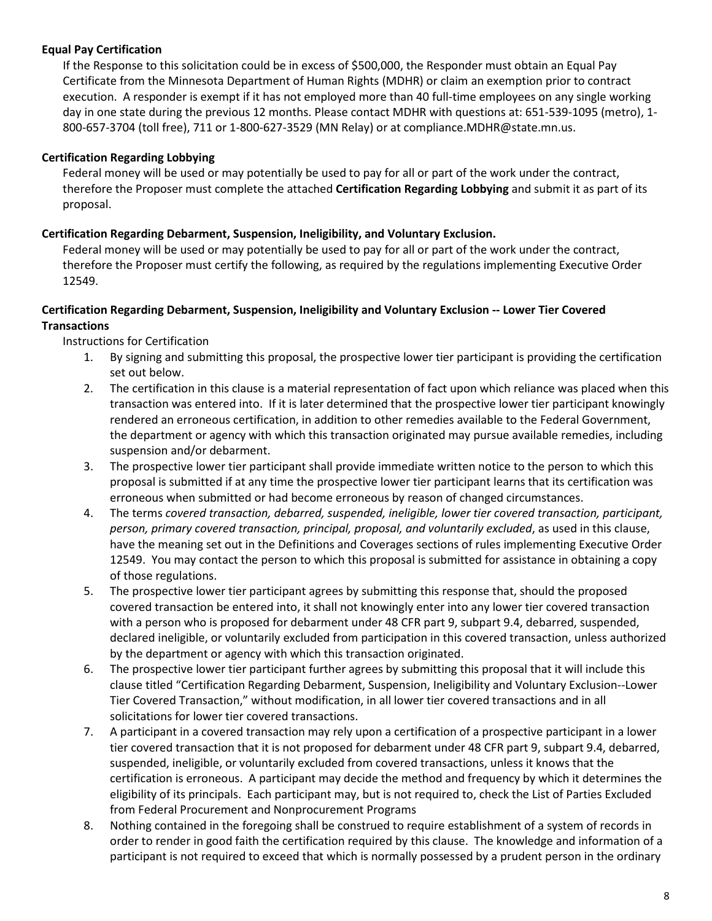**Equal Pay Certification**

If the Response to this solicitation could be in excess of $500,000, the Responder must obtain an Equal Pay Certificate from the Minnesota Department of Human Rights (MDHR) or claim an exemption prior to contract execution. A responder is exempt if it has not employed more than 40 full-time employees on any single working day in one state during the previous 12 months. Please contact MDHR with questions at: 651-539-1095 (metro), 1-800-657-3704 (toll free), 711 or 1-800-627-3529 (MN Relay) or at compliance.MDHR@state.mn.us.

**Certification Regarding Lobbying**

Federal money will be used or may potentially be used to pay for all or part of the work under the contract, therefore the Proposer must complete the attached **Certification Regarding Lobbying** and submit it as part of its proposal.

**Certification Regarding Debarment, Suspension, Ineligibility, and Voluntary Exclusion.**

Federal money will be used or may potentially be used to pay for all or part of the work under the contract, therefore the Proposer must certify the following, as required by the regulations implementing Executive Order 12549.

**Certification Regarding Debarment, Suspension, Ineligibility and Voluntary Exclusion -- Lower Tier Covered Transactions**

Instructions for Certification

1. By signing and submitting this proposal, the prospective lower tier participant is providing the certification set out below.
2. The certification in this clause is a material representation of fact upon which reliance was placed when this transaction was entered into. If it is later determined that the prospective lower tier participant knowingly rendered an erroneous certification, in addition to other remedies available to the Federal Government, the department or agency with which this transaction originated may pursue available remedies, including suspension and/or debarment.
3. The prospective lower tier participant shall provide immediate written notice to the person to which this proposal is submitted if at any time the prospective lower tier participant learns that its certification was erroneous when submitted or had become erroneous by reason of changed circumstances.
4. The terms *covered transaction, debarred, suspended, ineligible, lower tier covered transaction, participant, person, primary covered transaction, principal, proposal, and voluntarily excluded*, as used in this clause, have the meaning set out in the Definitions and Coverages sections of rules implementing Executive Order 12549. You may contact the person to which this proposal is submitted for assistance in obtaining a copy of those regulations.
5. The prospective lower tier participant agrees by submitting this response that, should the proposed covered transaction be entered into, it shall not knowingly enter into any lower tier covered transaction with a person who is proposed for debarment under 48 CFR part 9, subpart 9.4, debarred, suspended, declared ineligible, or voluntarily excluded from participation in this covered transaction, unless authorized by the department or agency with which this transaction originated.
6. The prospective lower tier participant further agrees by submitting this proposal that it will include this clause titled "Certification Regarding Debarment, Suspension, Ineligibility and Voluntary Exclusion--Lower Tier Covered Transaction," without modification, in all lower tier covered transactions and in all solicitations for lower tier covered transactions.
7. A participant in a covered transaction may rely upon a certification of a prospective participant in a lower tier covered transaction that it is not proposed for debarment under 48 CFR part 9, subpart 9.4, debarred, suspended, ineligible, or voluntarily excluded from covered transactions, unless it knows that the certification is erroneous. A participant may decide the method and frequency by which it determines the eligibility of its principals. Each participant may, but is not required to, check the List of Parties Excluded from Federal Procurement and Nonprocurement Programs
8. Nothing contained in the foregoing shall be construed to require establishment of a system of records in order to render in good faith the certification required by this clause. The knowledge and information of a participant is not required to exceed that which is normally possessed by a prudent person in the ordinary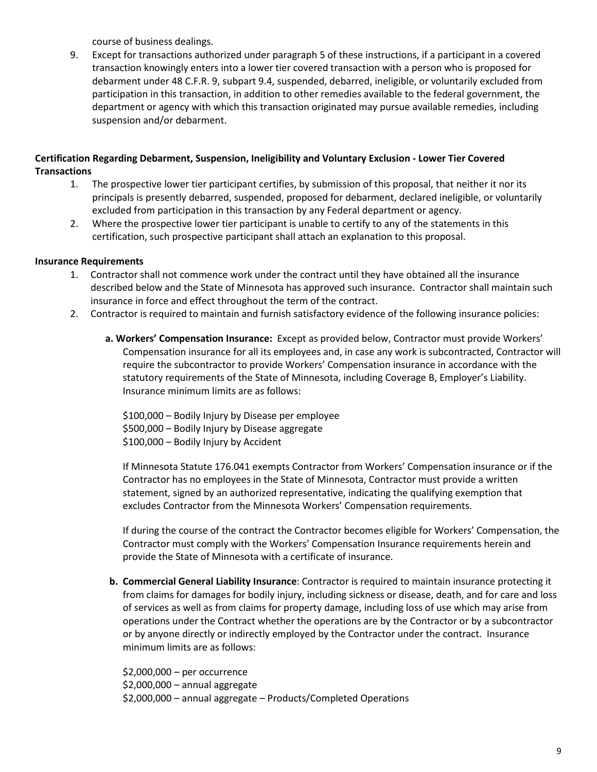course of business dealings.

9. Except for transactions authorized under paragraph 5 of these instructions, if a participant in a covered transaction knowingly enters into a lower tier covered transaction with a person who is proposed for debarment under 48 C.F.R. 9, subpart 9.4, suspended, debarred, ineligible, or voluntarily excluded from participation in this transaction, in addition to other remedies available to the federal government, the department or agency with which this transaction originated may pursue available remedies, including suspension and/or debarment.

**Certification Regarding Debarment, Suspension, Ineligibility and Voluntary Exclusion - Lower Tier Covered Transactions**

1. The prospective lower tier participant certifies, by submission of this proposal, that neither it nor its principals is presently debarred, suspended, proposed for debarment, declared ineligible, or voluntarily excluded from participation in this transaction by any Federal department or agency.
2. Where the prospective lower tier participant is unable to certify to any of the statements in this certification, such prospective participant shall attach an explanation to this proposal.

**Insurance Requirements**

1. Contractor shall not commence work under the contract until they have obtained all the insurance described below and the State of Minnesota has approved such insurance. Contractor shall maintain such insurance in force and effect throughout the term of the contract.
2. Contractor is required to maintain and furnish satisfactory evidence of the following insurance policies:

   **a. Workers' Compensation Insurance:** Except as provided below, Contractor must provide Workers' Compensation insurance for all its employees and, in case any work is subcontracted, Contractor will require the subcontractor to provide Workers' Compensation insurance in accordance with the statutory requirements of the State of Minnesota, including Coverage B, Employer's Liability. Insurance minimum limits are as follows:

   $100,000 – Bodily Injury by Disease per employee
   $500,000 – Bodily Injury by Disease aggregate
   $100,000 – Bodily Injury by Accident

   If Minnesota Statute 176.041 exempts Contractor from Workers' Compensation insurance or if the Contractor has no employees in the State of Minnesota, Contractor must provide a written statement, signed by an authorized representative, indicating the qualifying exemption that excludes Contractor from the Minnesota Workers' Compensation requirements.

   If during the course of the contract the Contractor becomes eligible for Workers' Compensation, the Contractor must comply with the Workers' Compensation Insurance requirements herein and provide the State of Minnesota with a certificate of insurance.

   **b. Commercial General Liability Insurance**: Contractor is required to maintain insurance protecting it from claims for damages for bodily injury, including sickness or disease, death, and for care and loss of services as well as from claims for property damage, including loss of use which may arise from operations under the Contract whether the operations are by the Contractor or by a subcontractor or by anyone directly or indirectly employed by the Contractor under the contract. Insurance minimum limits are as follows:

   $2,000,000 – per occurrence
   $2,000,000 – annual aggregate
   $2,000,000 – annual aggregate – Products/Completed Operations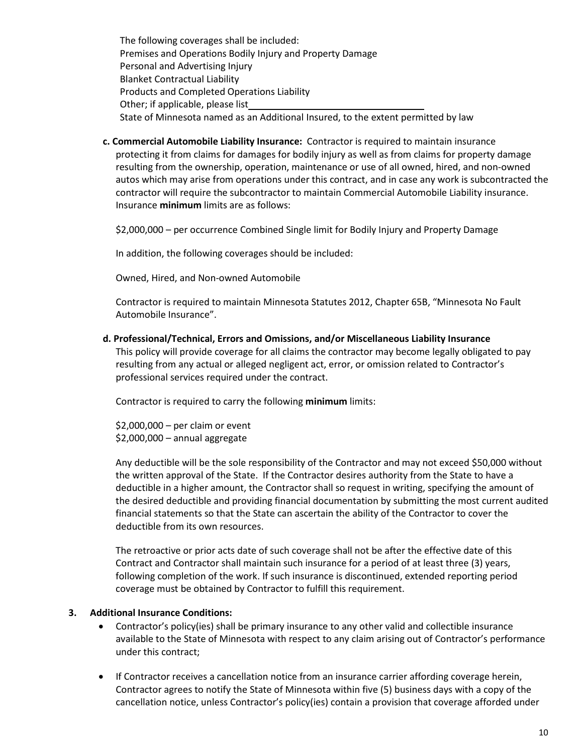The following coverages shall be included:
Premises and Operations Bodily Injury and Property Damage
Personal and Advertising Injury
Blanket Contractual Liability
Products and Completed Operations Liability
Other; if applicable, please list\_\_\_\_\_\_\_\_\_\_\_\_\_\_\_\_\_\_\_\_\_\_\_\_\_\_\_\_\_\_\_\_\_\_
State of Minnesota named as an Additional Insured, to the extent permitted by law

**c. Commercial Automobile Liability Insurance:** Contractor is required to maintain insurance protecting it from claims for damages for bodily injury as well as from claims for property damage resulting from the ownership, operation, maintenance or use of all owned, hired, and non-owned autos which may arise from operations under this contract, and in case any work is subcontracted the contractor will require the subcontractor to maintain Commercial Automobile Liability insurance. Insurance **minimum** limits are as follows:

$2,000,000 – per occurrence Combined Single limit for Bodily Injury and Property Damage

In addition, the following coverages should be included:

Owned, Hired, and Non-owned Automobile

Contractor is required to maintain Minnesota Statutes 2012, Chapter 65B, "Minnesota No Fault Automobile Insurance".

**d. Professional/Technical, Errors and Omissions, and/or Miscellaneous Liability Insurance**
This policy will provide coverage for all claims the contractor may become legally obligated to pay resulting from any actual or alleged negligent act, error, or omission related to Contractor's professional services required under the contract.

Contractor is required to carry the following **minimum** limits:

$2,000,000 – per claim or event
$2,000,000 – annual aggregate

Any deductible will be the sole responsibility of the Contractor and may not exceed $50,000 without the written approval of the State. If the Contractor desires authority from the State to have a deductible in a higher amount, the Contractor shall so request in writing, specifying the amount of the desired deductible and providing financial documentation by submitting the most current audited financial statements so that the State can ascertain the ability of the Contractor to cover the deductible from its own resources.

The retroactive or prior acts date of such coverage shall not be after the effective date of this Contract and Contractor shall maintain such insurance for a period of at least three (3) years, following completion of the work. If such insurance is discontinued, extended reporting period coverage must be obtained by Contractor to fulfill this requirement.

**3. Additional Insurance Conditions:**

- Contractor's policy(ies) shall be primary insurance to any other valid and collectible insurance available to the State of Minnesota with respect to any claim arising out of Contractor's performance under this contract;
- If Contractor receives a cancellation notice from an insurance carrier affording coverage herein, Contractor agrees to notify the State of Minnesota within five (5) business days with a copy of the cancellation notice, unless Contractor's policy(ies) contain a provision that coverage afforded under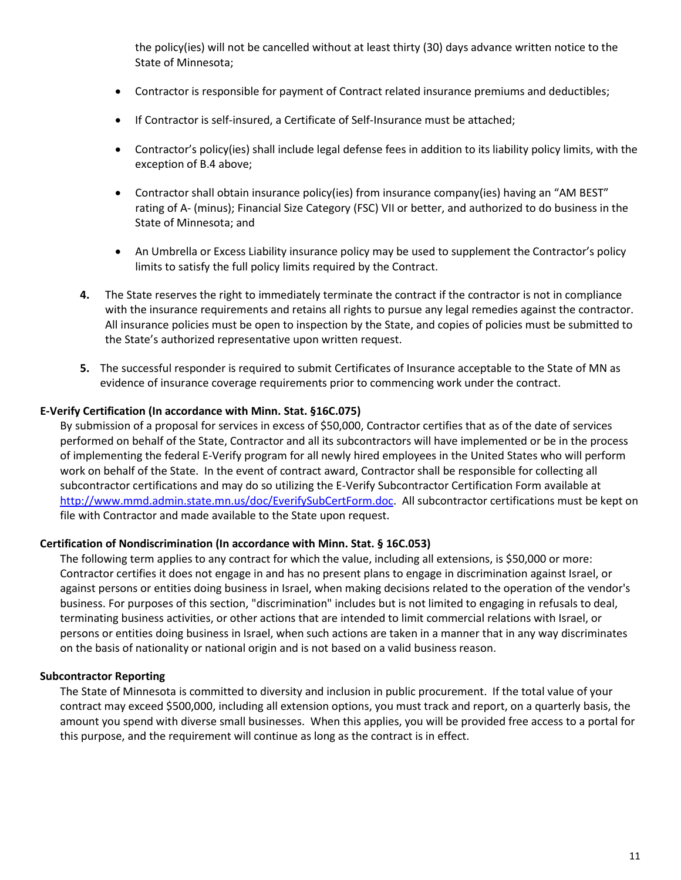the policy(ies) will not be cancelled without at least thirty (30) days advance written notice to the State of Minnesota;

- Contractor is responsible for payment of Contract related insurance premiums and deductibles;
- If Contractor is self-insured, a Certificate of Self-Insurance must be attached;
- Contractor's policy(ies) shall include legal defense fees in addition to its liability policy limits, with the exception of B.4 above;
- Contractor shall obtain insurance policy(ies) from insurance company(ies) having an "AM BEST" rating of A- (minus); Financial Size Category (FSC) VII or better, and authorized to do business in the State of Minnesota; and
- An Umbrella or Excess Liability insurance policy may be used to supplement the Contractor's policy limits to satisfy the full policy limits required by the Contract.

**4.** The State reserves the right to immediately terminate the contract if the contractor is not in compliance with the insurance requirements and retains all rights to pursue any legal remedies against the contractor. All insurance policies must be open to inspection by the State, and copies of policies must be submitted to the State's authorized representative upon written request.

**5.** The successful responder is required to submit Certificates of Insurance acceptable to the State of MN as evidence of insurance coverage requirements prior to commencing work under the contract.

**E-Verify Certification (In accordance with Minn. Stat. §16C.075)**

By submission of a proposal for services in excess of $50,000, Contractor certifies that as of the date of services performed on behalf of the State, Contractor and all its subcontractors will have implemented or be in the process of implementing the federal E-Verify program for all newly hired employees in the United States who will perform work on behalf of the State. In the event of contract award, Contractor shall be responsible for collecting all subcontractor certifications and may do so utilizing the E-Verify Subcontractor Certification Form available at http://www.mmd.admin.state.mn.us/doc/EverifySubCertForm.doc. All subcontractor certifications must be kept on file with Contractor and made available to the State upon request.

**Certification of Nondiscrimination (In accordance with Minn. Stat. § 16C.053)**

The following term applies to any contract for which the value, including all extensions, is $50,000 or more: Contractor certifies it does not engage in and has no present plans to engage in discrimination against Israel, or against persons or entities doing business in Israel, when making decisions related to the operation of the vendor's business. For purposes of this section, "discrimination" includes but is not limited to engaging in refusals to deal, terminating business activities, or other actions that are intended to limit commercial relations with Israel, or persons or entities doing business in Israel, when such actions are taken in a manner that in any way discriminates on the basis of nationality or national origin and is not based on a valid business reason.

**Subcontractor Reporting**

The State of Minnesota is committed to diversity and inclusion in public procurement. If the total value of your contract may exceed $500,000, including all extension options, you must track and report, on a quarterly basis, the amount you spend with diverse small businesses. When this applies, you will be provided free access to a portal for this purpose, and the requirement will continue as long as the contract is in effect.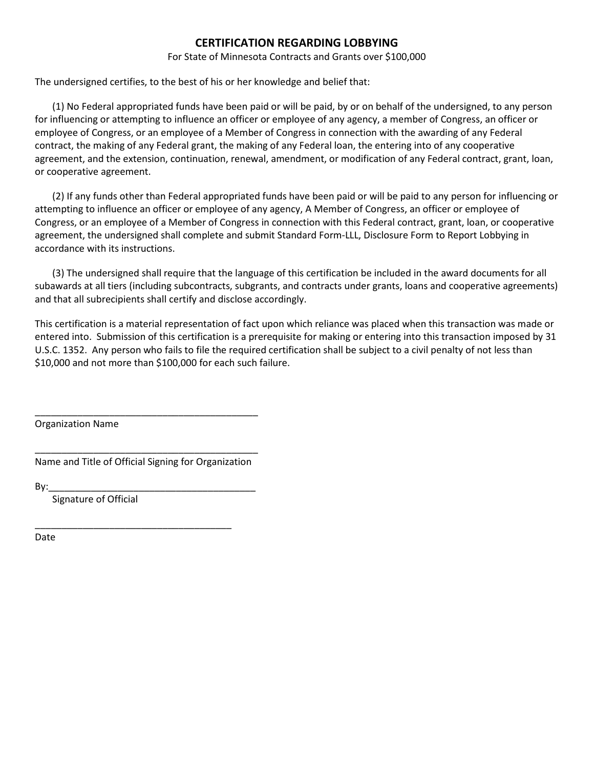# CERTIFICATION REGARDING LOBBYING

For State of Minnesota Contracts and Grants over $100,000

The undersigned certifies, to the best of his or her knowledge and belief that:

(1) No Federal appropriated funds have been paid or will be paid, by or on behalf of the undersigned, to any person for influencing or attempting to influence an officer or employee of any agency, a member of Congress, an officer or employee of Congress, or an employee of a Member of Congress in connection with the awarding of any Federal contract, the making of any Federal grant, the making of any Federal loan, the entering into of any cooperative agreement, and the extension, continuation, renewal, amendment, or modification of any Federal contract, grant, loan, or cooperative agreement.

(2) If any funds other than Federal appropriated funds have been paid or will be paid to any person for influencing or attempting to influence an officer or employee of any agency, A Member of Congress, an officer or employee of Congress, or an employee of a Member of Congress in connection with this Federal contract, grant, loan, or cooperative agreement, the undersigned shall complete and submit Standard Form-LLL, Disclosure Form to Report Lobbying in accordance with its instructions.

(3) The undersigned shall require that the language of this certification be included in the award documents for all subawards at all tiers (including subcontracts, subgrants, and contracts under grants, loans and cooperative agreements) and that all subrecipients shall certify and disclose accordingly.

This certification is a material representation of fact upon which reliance was placed when this transaction was made or entered into. Submission of this certification is a prerequisite for making or entering into this transaction imposed by 31 U.S.C. 1352. Any person who fails to file the required certification shall be subject to a civil penalty of not less than $10,000 and not more than $100,000 for each such failure.

\_\_\_\_\_\_\_\_\_\_\_\_\_\_\_\_\_\_\_\_\_\_\_\_\_\_\_\_\_\_\_\_\_\_\_\_\_\_\_\_\_\_\_\_
Organization Name

\_\_\_\_\_\_\_\_\_\_\_\_\_\_\_\_\_\_\_\_\_\_\_\_\_\_\_\_\_\_\_\_\_\_\_\_\_\_\_\_\_\_\_\_
Name and Title of Official Signing for Organization

By:\_\_\_\_\_\_\_\_\_\_\_\_\_\_\_\_\_\_\_\_\_\_\_\_\_\_\_\_\_\_\_\_\_\_\_\_\_\_\_\_
Signature of Official

\_\_\_\_\_\_\_\_\_\_\_\_\_\_\_\_\_\_\_\_\_\_\_\_\_\_\_\_\_\_\_\_\_\_\_\_\_\_\_
Date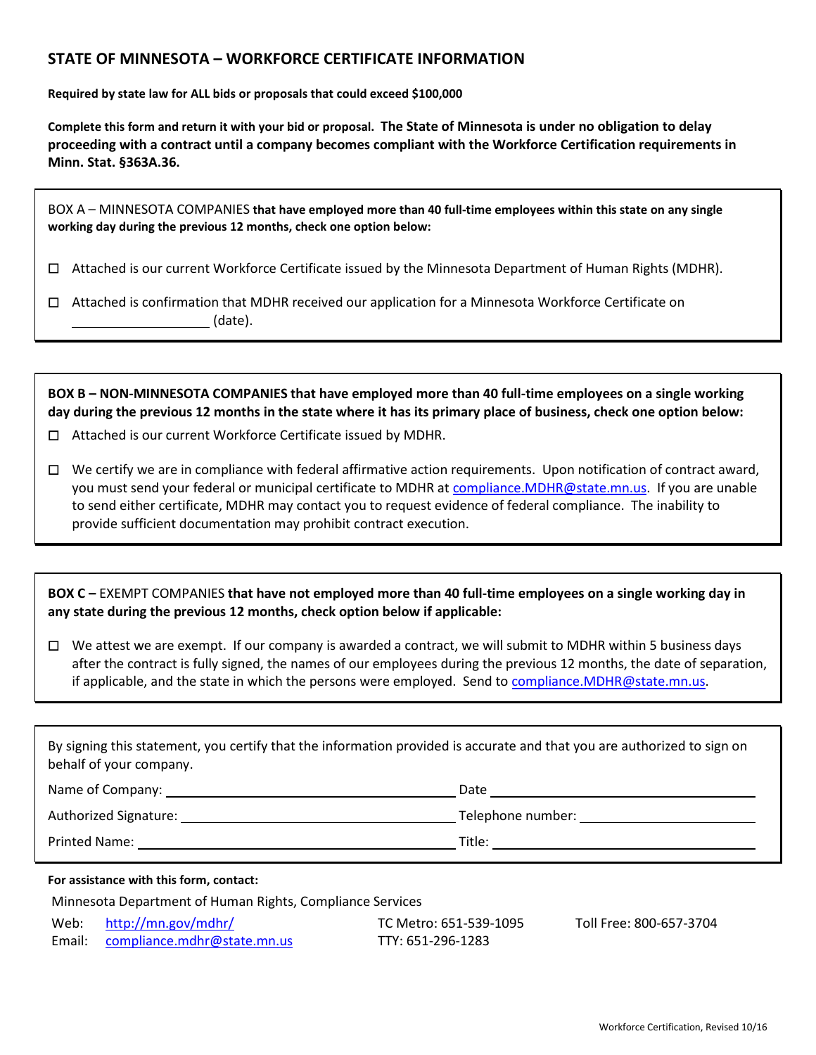## STATE OF MINNESOTA – WORKFORCE CERTIFICATE INFORMATION

**Required by state law for ALL bids or proposals that could exceed $100,000**

**Complete this form and return it with your bid or proposal. The State of Minnesota is under no obligation to delay proceeding with a contract until a company becomes compliant with the Workforce Certification requirements in Minn. Stat. §363A.36.**

BOX A – MINNESOTA COMPANIES **that have employed more than 40 full-time employees within this state on any single working day during the previous 12 months, check one option below:**

- ☐ Attached is our current Workforce Certificate issued by the Minnesota Department of Human Rights (MDHR).
- ☐ Attached is confirmation that MDHR received our application for a Minnesota Workforce Certificate on \_\_\_\_\_\_\_\_\_\_\_\_\_\_\_\_\_\_\_\_ (date).

**BOX B – NON-MINNESOTA COMPANIES that have employed more than 40 full-time employees on a single working day during the previous 12 months in the state where it has its primary place of business, check one option below:**

- ☐ Attached is our current Workforce Certificate issued by MDHR.
- ☐ We certify we are in compliance with federal affirmative action requirements. Upon notification of contract award, you must send your federal or municipal certificate to MDHR at compliance.MDHR@state.mn.us. If you are unable to send either certificate, MDHR may contact you to request evidence of federal compliance. The inability to provide sufficient documentation may prohibit contract execution.

**BOX C –** EXEMPT COMPANIES **that have not employed more than 40 full-time employees on a single working day in any state during the previous 12 months, check option below if applicable:**

- ☐ We attest we are exempt. If our company is awarded a contract, we will submit to MDHR within 5 business days after the contract is fully signed, the names of our employees during the previous 12 months, the date of separation, if applicable, and the state in which the persons were employed. Send to compliance.MDHR@state.mn.us.

By signing this statement, you certify that the information provided is accurate and that you are authorized to sign on behalf of your company.

Name of Company: \_\_\_\_\_\_\_\_\_\_\_\_\_\_\_\_\_\_\_\_\_\_\_\_\_\_\_\_\_\_ Date \_\_\_\_\_\_\_\_\_\_\_\_\_\_\_\_\_\_\_\_\_\_\_\_\_\_\_\_\_\_

Authorized Signature: \_\_\_\_\_\_\_\_\_\_\_\_\_\_\_\_\_\_\_\_\_\_\_\_\_\_\_\_\_\_ Telephone number: \_\_\_\_\_\_\_\_\_\_\_\_\_\_\_\_\_\_\_\_

Printed Name: \_\_\_\_\_\_\_\_\_\_\_\_\_\_\_\_\_\_\_\_\_\_\_\_\_\_\_\_\_\_ Title: \_\_\_\_\_\_\_\_\_\_\_\_\_\_\_\_\_\_\_\_\_\_\_\_\_\_\_\_\_\_

**For assistance with this form, contact:**

Minnesota Department of Human Rights, Compliance Services

Web: http://mn.gov/mdhr/
Email: compliance.mdhr@state.mn.us

TC Metro: 651-539-1095
TTY: 651-296-1283

Toll Free: 800-657-3704

Workforce Certification, Revised 10/16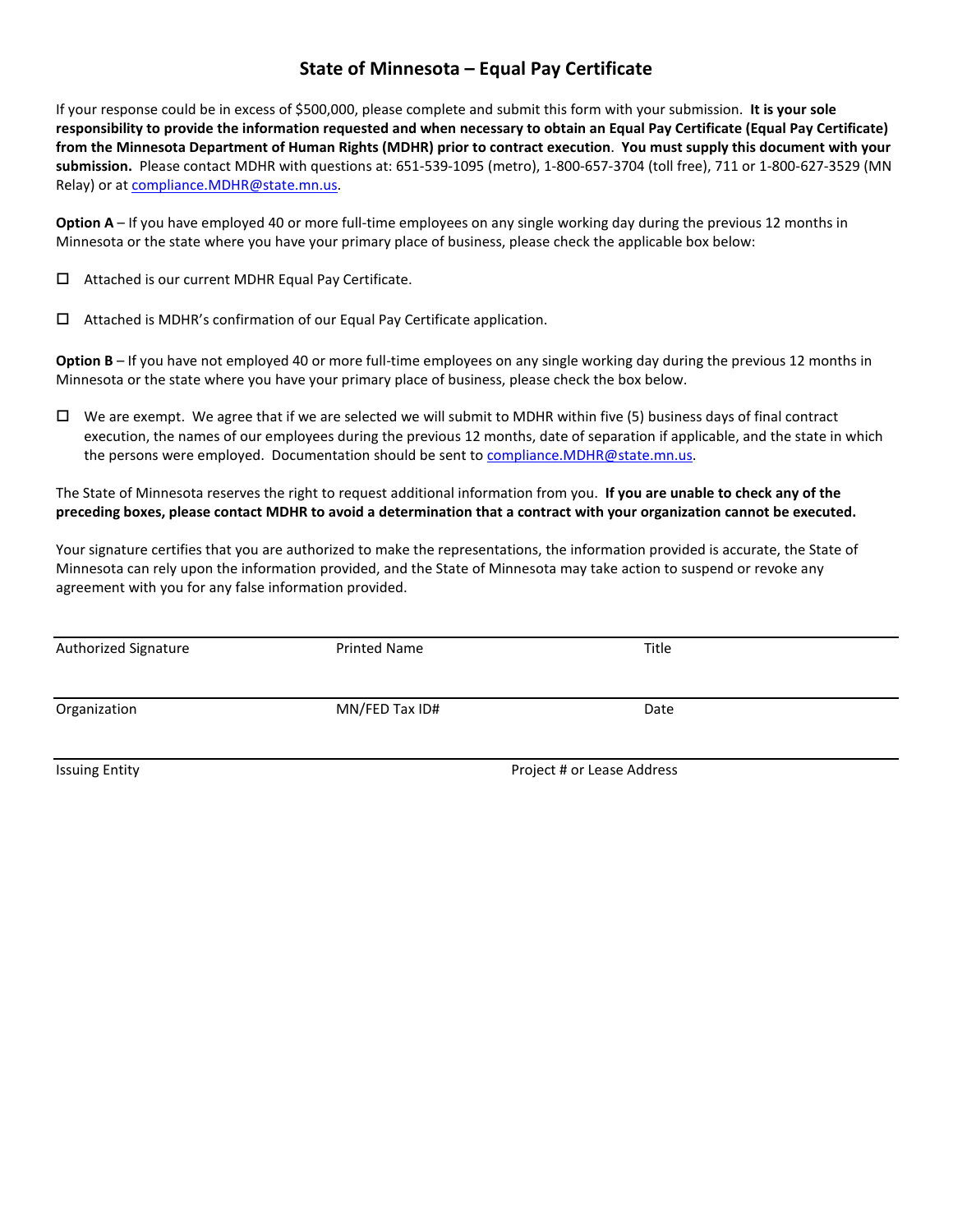# State of Minnesota – Equal Pay Certificate

If your response could be in excess of $500,000, please complete and submit this form with your submission. **It is your sole responsibility to provide the information requested and when necessary to obtain an Equal Pay Certificate (Equal Pay Certificate) from the Minnesota Department of Human Rights (MDHR) prior to contract execution**. **You must supply this document with your submission.** Please contact MDHR with questions at: 651-539-1095 (metro), 1-800-657-3704 (toll free), 711 or 1-800-627-3529 (MN Relay) or at compliance.MDHR@state.mn.us.

**Option A** – If you have employed 40 or more full-time employees on any single working day during the previous 12 months in Minnesota or the state where you have your primary place of business, please check the applicable box below:

- ☐ Attached is our current MDHR Equal Pay Certificate.

- ☐ Attached is MDHR's confirmation of our Equal Pay Certificate application.

**Option B** – If you have not employed 40 or more full-time employees on any single working day during the previous 12 months in Minnesota or the state where you have your primary place of business, please check the box below.

- ☐ We are exempt. We agree that if we are selected we will submit to MDHR within five (5) business days of final contract execution, the names of our employees during the previous 12 months, date of separation if applicable, and the state in which the persons were employed. Documentation should be sent to compliance.MDHR@state.mn.us.

The State of Minnesota reserves the right to request additional information from you. **If you are unable to check any of the preceding boxes, please contact MDHR to avoid a determination that a contract with your organization cannot be executed.**

Your signature certifies that you are authorized to make the representations, the information provided is accurate, the State of Minnesota can rely upon the information provided, and the State of Minnesota may take action to suspend or revoke any agreement with you for any false information provided.

| Authorized Signature | Printed Name | Title |
|---|---|---|
| Organization | MN/FED Tax ID# | Date |
| Issuing Entity | Project # or Lease Address | |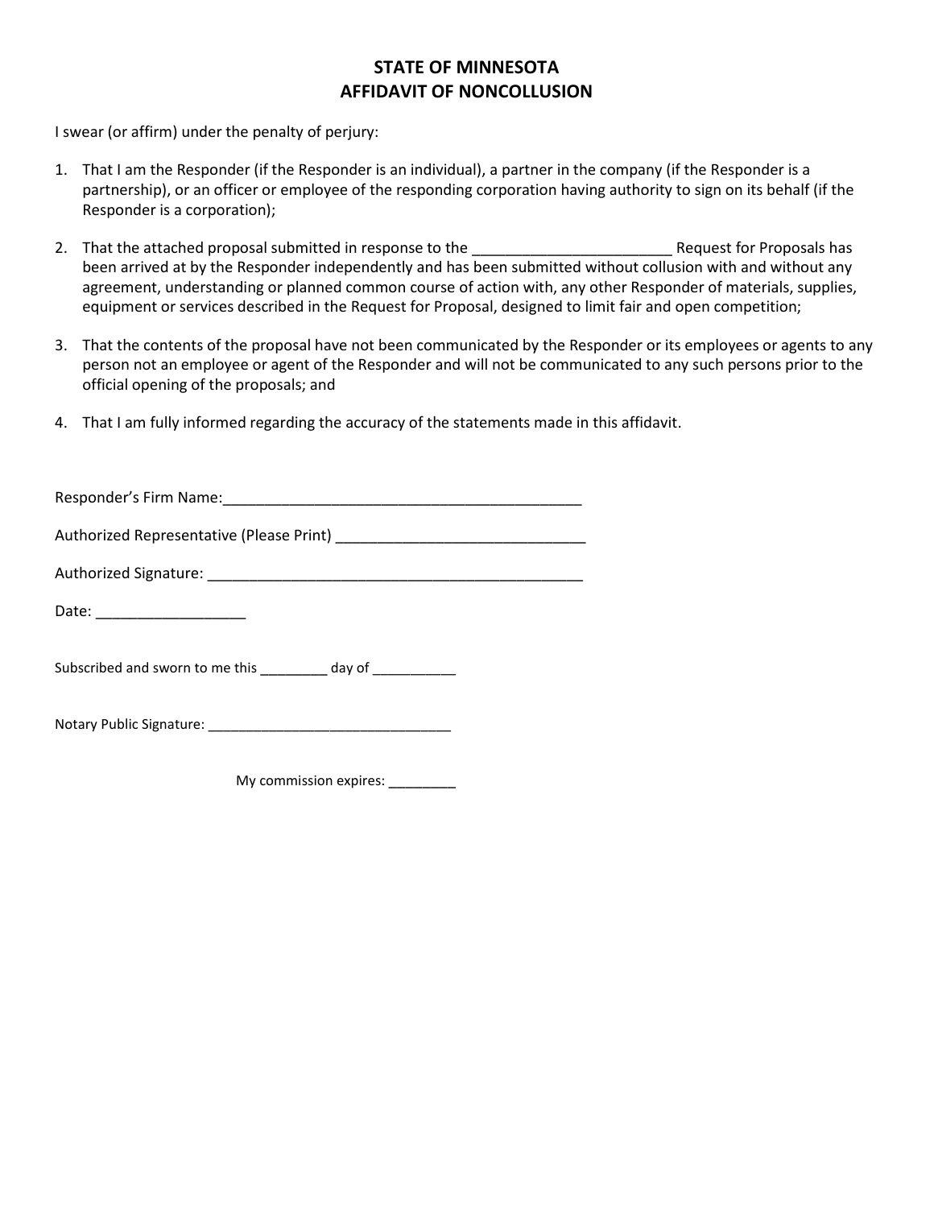# STATE OF MINNESOTA
# AFFIDAVIT OF NONCOLLUSION

I swear (or affirm) under the penalty of perjury:

1. That I am the Responder (if the Responder is an individual), a partner in the company (if the Responder is a partnership), or an officer or employee of the responding corporation having authority to sign on its behalf (if the Responder is a corporation);

2. That the attached proposal submitted in response to the ________________________ Request for Proposals has been arrived at by the Responder independently and has been submitted without collusion with and without any agreement, understanding or planned common course of action with, any other Responder of materials, supplies, equipment or services described in the Request for Proposal, designed to limit fair and open competition;

3. That the contents of the proposal have not been communicated by the Responder or its employees or agents to any person not an employee or agent of the Responder and will not be communicated to any such persons prior to the official opening of the proposals; and

4. That I am fully informed regarding the accuracy of the statements made in this affidavit.

Responder's Firm Name:____________________________________________

Authorized Representative (Please Print) ______________________________

Authorized Signature: ______________________________________________

Date: __________________

Subscribed and sworn to me this ________ day of ___________

Notary Public Signature: _______________________________

My commission expires: _________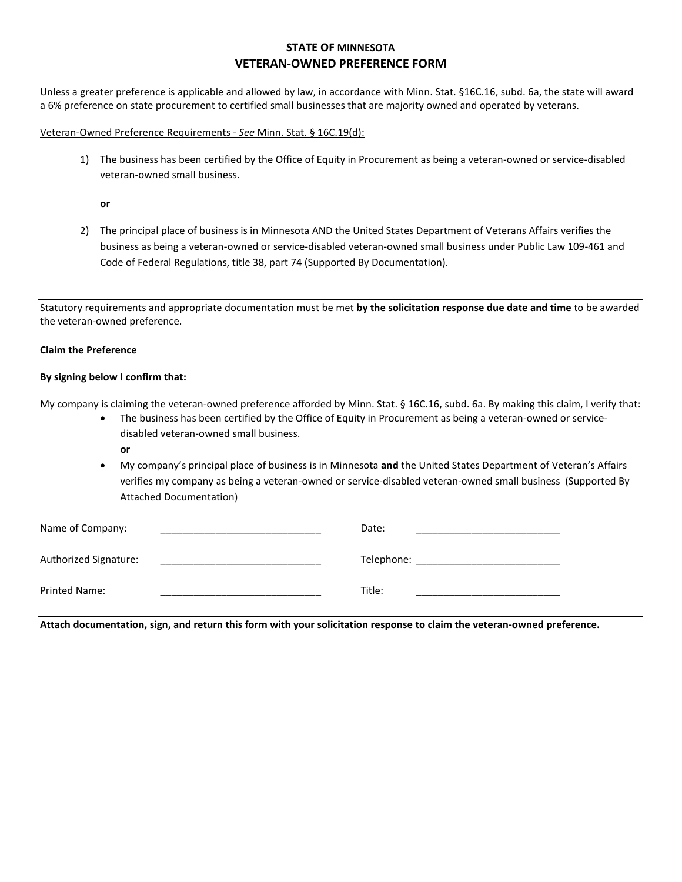# STATE OF MINNESOTA
## VETERAN-OWNED PREFERENCE FORM

Unless a greater preference is applicable and allowed by law, in accordance with Minn. Stat. §16C.16, subd. 6a, the state will award a 6% preference on state procurement to certified small businesses that are majority owned and operated by veterans.

Veteran-Owned Preference Requirements - *See* Minn. Stat. § 16C.19(d):

1) The business has been certified by the Office of Equity in Procurement as being a veteran-owned or service-disabled veteran-owned small business.

   **or**

2) The principal place of business is in Minnesota AND the United States Department of Veterans Affairs verifies the business as being a veteran-owned or service-disabled veteran-owned small business under Public Law 109-461 and Code of Federal Regulations, title 38, part 74 (Supported By Documentation).

---

Statutory requirements and appropriate documentation must be met **by the solicitation response due date and time** to be awarded the veteran-owned preference.

---

**Claim the Preference**

**By signing below I confirm that:**

My company is claiming the veteran-owned preference afforded by Minn. Stat. § 16C.16, subd. 6a. By making this claim, I verify that:

- The business has been certified by the Office of Equity in Procurement as being a veteran-owned or service-disabled veteran-owned small business.
  **or**
- My company's principal place of business is in Minnesota **and** the United States Department of Veteran's Affairs verifies my company as being a veteran-owned or service-disabled veteran-owned small business (Supported By Attached Documentation)

Name of Company: _____________________________ Date: __________________________

Authorized Signature: _____________________________ Telephone: __________________________

Printed Name: _____________________________ Title: __________________________

---

**Attach documentation, sign, and return this form with your solicitation response to claim the veteran-owned preference.**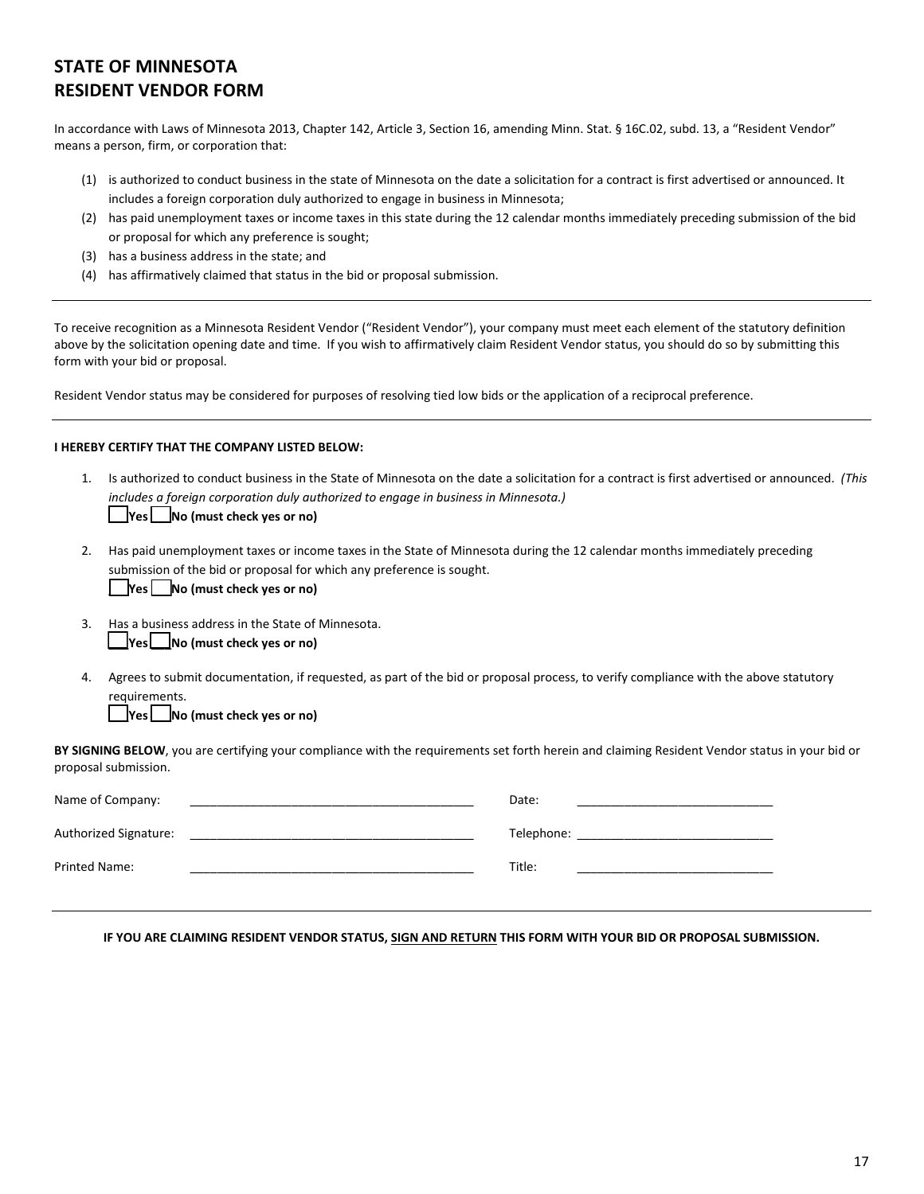# STATE OF MINNESOTA
# RESIDENT VENDOR FORM

In accordance with Laws of Minnesota 2013, Chapter 142, Article 3, Section 16, amending Minn. Stat. § 16C.02, subd. 13, a "Resident Vendor" means a person, firm, or corporation that:

(1) is authorized to conduct business in the state of Minnesota on the date a solicitation for a contract is first advertised or announced. It includes a foreign corporation duly authorized to engage in business in Minnesota;
(2) has paid unemployment taxes or income taxes in this state during the 12 calendar months immediately preceding submission of the bid or proposal for which any preference is sought;
(3) has a business address in the state; and
(4) has affirmatively claimed that status in the bid or proposal submission.

---

To receive recognition as a Minnesota Resident Vendor ("Resident Vendor"), your company must meet each element of the statutory definition above by the solicitation opening date and time. If you wish to affirmatively claim Resident Vendor status, you should do so by submitting this form with your bid or proposal.

Resident Vendor status may be considered for purposes of resolving tied low bids or the application of a reciprocal preference.

---

**I HEREBY CERTIFY THAT THE COMPANY LISTED BELOW:**

1. Is authorized to conduct business in the State of Minnesota on the date a solicitation for a contract is first advertised or announced. *(This includes a foreign corporation duly authorized to engage in business in Minnesota.)*
   ___**Yes** ___**No (must check yes or no)**

2. Has paid unemployment taxes or income taxes in the State of Minnesota during the 12 calendar months immediately preceding submission of the bid or proposal for which any preference is sought.
   ___**Yes** ___**No (must check yes or no)**

3. Has a business address in the State of Minnesota.
   ___**Yes** ___**No (must check yes or no)**

4. Agrees to submit documentation, if requested, as part of the bid or proposal process, to verify compliance with the above statutory requirements.
   ___**Yes** ___**No (must check yes or no)**

**BY SIGNING BELOW**, you are certifying your compliance with the requirements set forth herein and claiming Resident Vendor status in your bid or proposal submission.

Name of Company: ____________________________________ Date: ____________________________

Authorized Signature: ____________________________________ Telephone: ____________________________

Printed Name: ____________________________________ Title: ____________________________

---

**IF YOU ARE CLAIMING RESIDENT VENDOR STATUS, SIGN AND RETURN THIS FORM WITH YOUR BID OR PROPOSAL SUBMISSION.**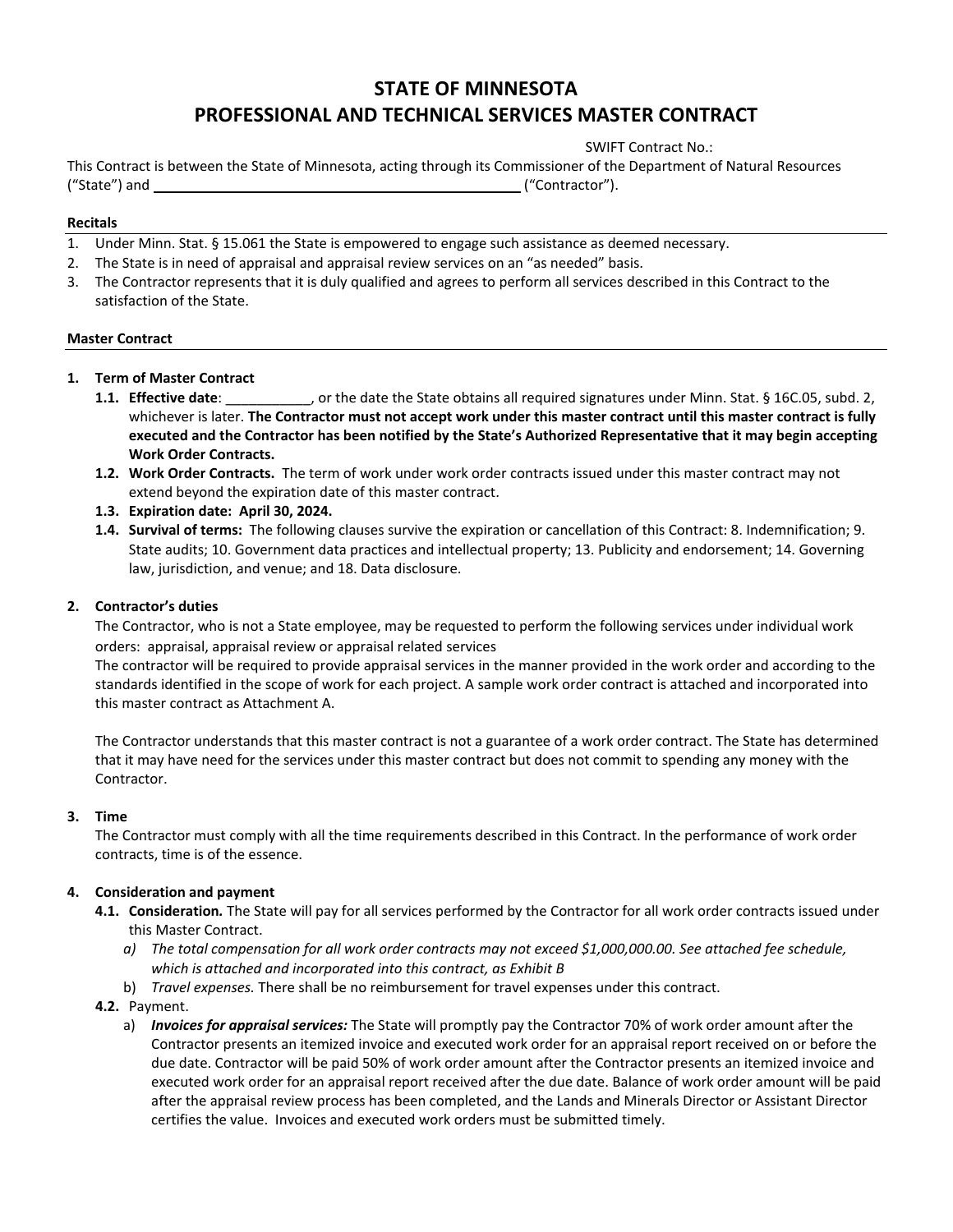# STATE OF MINNESOTA
# PROFESSIONAL AND TECHNICAL SERVICES MASTER CONTRACT

SWIFT Contract No.:

This Contract is between the State of Minnesota, acting through its Commissioner of the Department of Natural Resources ("State") and \_\_\_\_\_\_\_\_\_\_\_\_\_\_\_\_\_\_\_\_\_\_\_\_\_\_\_\_\_\_\_\_\_\_\_\_\_\_\_\_\_\_\_\_\_\_\_\_ ("Contractor").

**Recitals**

1. Under Minn. Stat. § 15.061 the State is empowered to engage such assistance as deemed necessary.
2. The State is in need of appraisal and appraisal review services on an "as needed" basis.
3. The Contractor represents that it is duly qualified and agrees to perform all services described in this Contract to the satisfaction of the State.

**Master Contract**

1. **Term of Master Contract**
   - **1.1. Effective date**: \_\_\_\_\_\_\_\_\_\_\_, or the date the State obtains all required signatures under Minn. Stat. § 16C.05, subd. 2, whichever is later. **The Contractor must not accept work under this master contract until this master contract is fully executed and the Contractor has been notified by the State's Authorized Representative that it may begin accepting Work Order Contracts.**
   - **1.2. Work Order Contracts.** The term of work under work order contracts issued under this master contract may not extend beyond the expiration date of this master contract.
   - **1.3. Expiration date: April 30, 2024.**
   - **1.4. Survival of terms:** The following clauses survive the expiration or cancellation of this Contract: 8. Indemnification; 9. State audits; 10. Government data practices and intellectual property; 13. Publicity and endorsement; 14. Governing law, jurisdiction, and venue; and 18. Data disclosure.

2. **Contractor's duties**

   The Contractor, who is not a State employee, may be requested to perform the following services under individual work orders: appraisal, appraisal review or appraisal related services

   The contractor will be required to provide appraisal services in the manner provided in the work order and according to the standards identified in the scope of work for each project. A sample work order contract is attached and incorporated into this master contract as Attachment A.

   The Contractor understands that this master contract is not a guarantee of a work order contract. The State has determined that it may have need for the services under this master contract but does not commit to spending any money with the Contractor.

3. **Time**

   The Contractor must comply with all the time requirements described in this Contract. In the performance of work order contracts, time is of the essence.

4. **Consideration and payment**
   - **4.1. Consideration.** The State will pay for all services performed by the Contractor for all work order contracts issued under this Master Contract.
     - a) *The total compensation for all work order contracts may not exceed $1,000,000.00. See attached fee schedule, which is attached and incorporated into this contract, as Exhibit B*
     - b) *Travel expenses.* There shall be no reimbursement for travel expenses under this contract.
   - **4.2.** Payment.
     - a) ***Invoices for appraisal services:*** The State will promptly pay the Contractor 70% of work order amount after the Contractor presents an itemized invoice and executed work order for an appraisal report received on or before the due date. Contractor will be paid 50% of work order amount after the Contractor presents an itemized invoice and executed work order for an appraisal report received after the due date. Balance of work order amount will be paid after the appraisal review process has been completed, and the Lands and Minerals Director or Assistant Director certifies the value. Invoices and executed work orders must be submitted timely.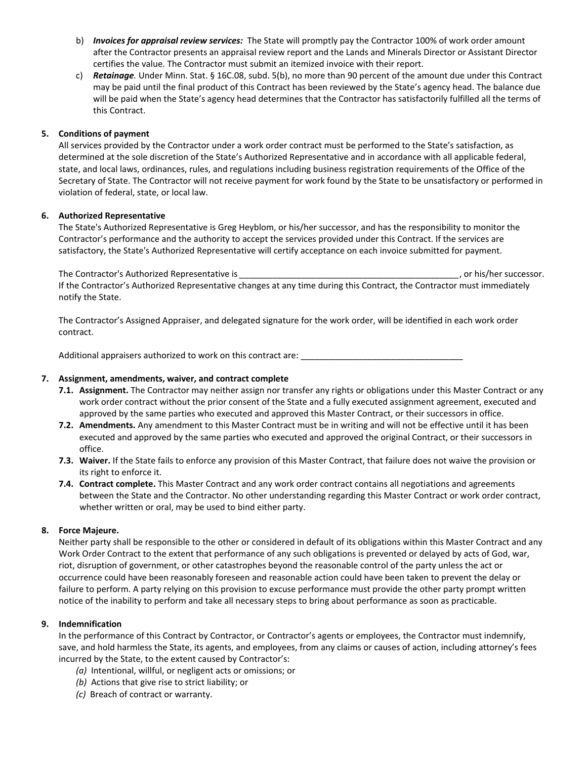b) ***Invoices for appraisal review services:*** The State will promptly pay the Contractor 100% of work order amount after the Contractor presents an appraisal review report and the Lands and Minerals Director or Assistant Director certifies the value. The Contractor must submit an itemized invoice with their report.

c) ***Retainage.*** Under Minn. Stat. § 16C.08, subd. 5(b), no more than 90 percent of the amount due under this Contract may be paid until the final product of this Contract has been reviewed by the State's agency head. The balance due will be paid when the State's agency head determines that the Contractor has satisfactorily fulfilled all the terms of this Contract.

**5. Conditions of payment**

All services provided by the Contractor under a work order contract must be performed to the State's satisfaction, as determined at the sole discretion of the State's Authorized Representative and in accordance with all applicable federal, state, and local laws, ordinances, rules, and regulations including business registration requirements of the Office of the Secretary of State. The Contractor will not receive payment for work found by the State to be unsatisfactory or performed in violation of federal, state, or local law.

**6. Authorized Representative**

The State's Authorized Representative is Greg Heyblom, or his/her successor, and has the responsibility to monitor the Contractor's performance and the authority to accept the services provided under this Contract. If the services are satisfactory, the State's Authorized Representative will certify acceptance on each invoice submitted for payment.

The Contractor's Authorized Representative is _______________________________________________, or his/her successor. If the Contractor's Authorized Representative changes at any time during this Contract, the Contractor must immediately notify the State.

The Contractor's Assigned Appraiser, and delegated signature for the work order, will be identified in each work order contract.

Additional appraisers authorized to work on this contract are: __________________________________

**7. Assignment, amendments, waiver, and contract complete**

**7.1. Assignment.** The Contractor may neither assign nor transfer any rights or obligations under this Master Contract or any work order contract without the prior consent of the State and a fully executed assignment agreement, executed and approved by the same parties who executed and approved this Master Contract, or their successors in office.

**7.2. Amendments.** Any amendment to this Master Contract must be in writing and will not be effective until it has been executed and approved by the same parties who executed and approved the original Contract, or their successors in office.

**7.3. Waiver.** If the State fails to enforce any provision of this Master Contract, that failure does not waive the provision or its right to enforce it.

**7.4. Contract complete.** This Master Contract and any work order contract contains all negotiations and agreements between the State and the Contractor. No other understanding regarding this Master Contract or work order contract, whether written or oral, may be used to bind either party.

**8. Force Majeure.**

Neither party shall be responsible to the other or considered in default of its obligations within this Master Contract and any Work Order Contract to the extent that performance of any such obligations is prevented or delayed by acts of God, war, riot, disruption of government, or other catastrophes beyond the reasonable control of the party unless the act or occurrence could have been reasonably foreseen and reasonable action could have been taken to prevent the delay or failure to perform. A party relying on this provision to excuse performance must provide the other party prompt written notice of the inability to perform and take all necessary steps to bring about performance as soon as practicable.

**9. Indemnification**

In the performance of this Contract by Contractor, or Contractor's agents or employees, the Contractor must indemnify, save, and hold harmless the State, its agents, and employees, from any claims or causes of action, including attorney's fees incurred by the State, to the extent caused by Contractor's:

*(a)* Intentional, willful, or negligent acts or omissions; or
*(b)* Actions that give rise to strict liability; or
*(c)* Breach of contract or warranty.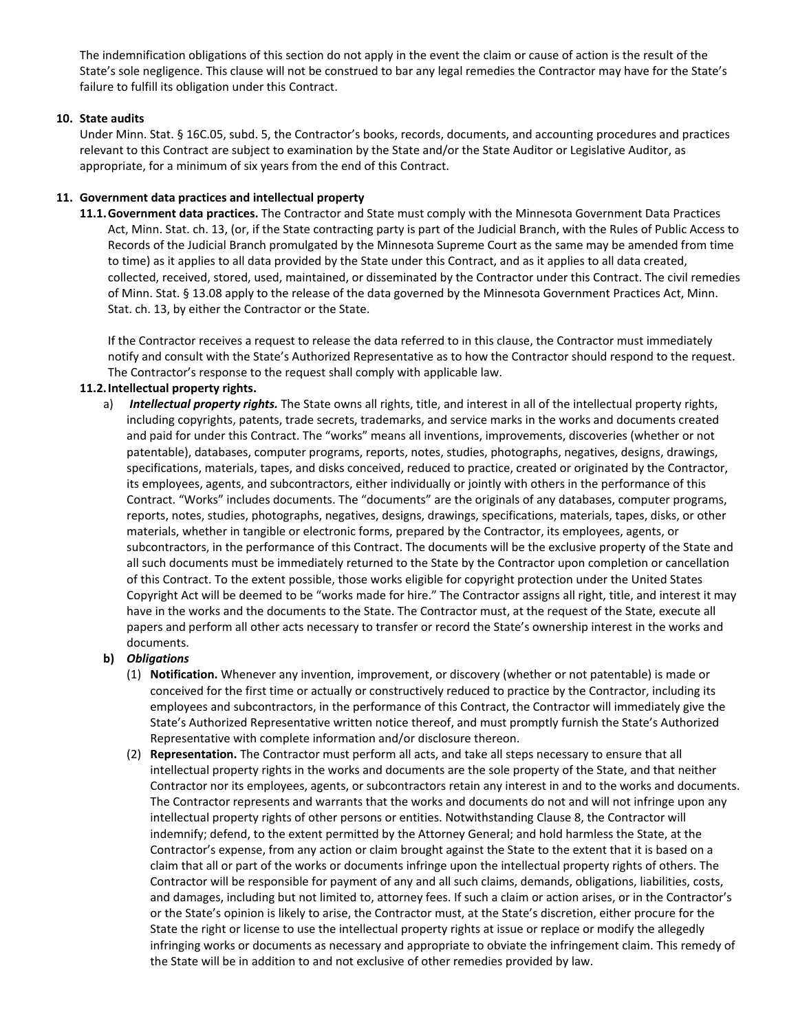The indemnification obligations of this section do not apply in the event the claim or cause of action is the result of the State's sole negligence. This clause will not be construed to bar any legal remedies the Contractor may have for the State's failure to fulfill its obligation under this Contract.

**10. State audits**

Under Minn. Stat. § 16C.05, subd. 5, the Contractor's books, records, documents, and accounting procedures and practices relevant to this Contract are subject to examination by the State and/or the State Auditor or Legislative Auditor, as appropriate, for a minimum of six years from the end of this Contract.

**11. Government data practices and intellectual property**

**11.1. Government data practices.** The Contractor and State must comply with the Minnesota Government Data Practices Act, Minn. Stat. ch. 13, (or, if the State contracting party is part of the Judicial Branch, with the Rules of Public Access to Records of the Judicial Branch promulgated by the Minnesota Supreme Court as the same may be amended from time to time) as it applies to all data provided by the State under this Contract, and as it applies to all data created, collected, received, stored, used, maintained, or disseminated by the Contractor under this Contract. The civil remedies of Minn. Stat. § 13.08 apply to the release of the data governed by the Minnesota Government Practices Act, Minn. Stat. ch. 13, by either the Contractor or the State.

If the Contractor receives a request to release the data referred to in this clause, the Contractor must immediately notify and consult with the State's Authorized Representative as to how the Contractor should respond to the request. The Contractor's response to the request shall comply with applicable law.

**11.2. Intellectual property rights.**

a) ***Intellectual property rights.*** The State owns all rights, title, and interest in all of the intellectual property rights, including copyrights, patents, trade secrets, trademarks, and service marks in the works and documents created and paid for under this Contract. The "works" means all inventions, improvements, discoveries (whether or not patentable), databases, computer programs, reports, notes, studies, photographs, negatives, designs, drawings, specifications, materials, tapes, and disks conceived, reduced to practice, created or originated by the Contractor, its employees, agents, and subcontractors, either individually or jointly with others in the performance of this Contract. "Works" includes documents. The "documents" are the originals of any databases, computer programs, reports, notes, studies, photographs, negatives, designs, drawings, specifications, materials, tapes, disks, or other materials, whether in tangible or electronic forms, prepared by the Contractor, its employees, agents, or subcontractors, in the performance of this Contract. The documents will be the exclusive property of the State and all such documents must be immediately returned to the State by the Contractor upon completion or cancellation of this Contract. To the extent possible, those works eligible for copyright protection under the United States Copyright Act will be deemed to be "works made for hire." The Contractor assigns all right, title, and interest it may have in the works and the documents to the State. The Contractor must, at the request of the State, execute all papers and perform all other acts necessary to transfer or record the State's ownership interest in the works and documents.

**b) *Obligations***

(1) **Notification.** Whenever any invention, improvement, or discovery (whether or not patentable) is made or conceived for the first time or actually or constructively reduced to practice by the Contractor, including its employees and subcontractors, in the performance of this Contract, the Contractor will immediately give the State's Authorized Representative written notice thereof, and must promptly furnish the State's Authorized Representative with complete information and/or disclosure thereon.

(2) **Representation.** The Contractor must perform all acts, and take all steps necessary to ensure that all intellectual property rights in the works and documents are the sole property of the State, and that neither Contractor nor its employees, agents, or subcontractors retain any interest in and to the works and documents. The Contractor represents and warrants that the works and documents do not and will not infringe upon any intellectual property rights of other persons or entities. Notwithstanding Clause 8, the Contractor will indemnify; defend, to the extent permitted by the Attorney General; and hold harmless the State, at the Contractor's expense, from any action or claim brought against the State to the extent that it is based on a claim that all or part of the works or documents infringe upon the intellectual property rights of others. The Contractor will be responsible for payment of any and all such claims, demands, obligations, liabilities, costs, and damages, including but not limited to, attorney fees. If such a claim or action arises, or in the Contractor's or the State's opinion is likely to arise, the Contractor must, at the State's discretion, either procure for the State the right or license to use the intellectual property rights at issue or replace or modify the allegedly infringing works or documents as necessary and appropriate to obviate the infringement claim. This remedy of the State will be in addition to and not exclusive of other remedies provided by law.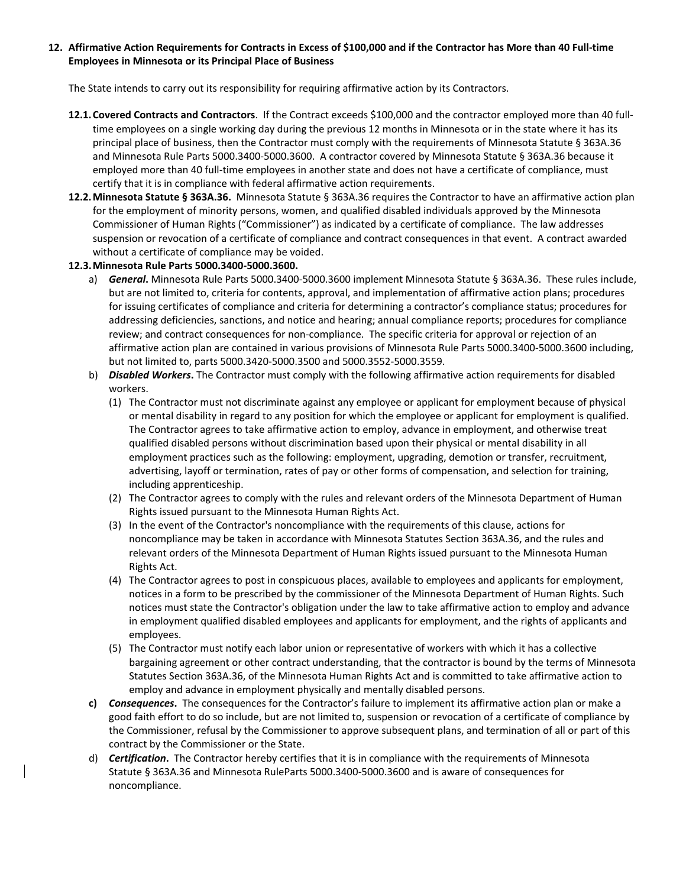## 12. Affirmative Action Requirements for Contracts in Excess of $100,000 and if the Contractor has More than 40 Full-time Employees in Minnesota or its Principal Place of Business

The State intends to carry out its responsibility for requiring affirmative action by its Contractors.

**12.1. Covered Contracts and Contractors**. If the Contract exceeds $100,000 and the contractor employed more than 40 full-time employees on a single working day during the previous 12 months in Minnesota or in the state where it has its principal place of business, then the Contractor must comply with the requirements of Minnesota Statute § 363A.36 and Minnesota Rule Parts 5000.3400-5000.3600. A contractor covered by Minnesota Statute § 363A.36 because it employed more than 40 full-time employees in another state and does not have a certificate of compliance, must certify that it is in compliance with federal affirmative action requirements.

**12.2. Minnesota Statute § 363A.36.** Minnesota Statute § 363A.36 requires the Contractor to have an affirmative action plan for the employment of minority persons, women, and qualified disabled individuals approved by the Minnesota Commissioner of Human Rights ("Commissioner") as indicated by a certificate of compliance. The law addresses suspension or revocation of a certificate of compliance and contract consequences in that event. A contract awarded without a certificate of compliance may be voided.

**12.3. Minnesota Rule Parts 5000.3400-5000.3600.**

a) ***General*.** Minnesota Rule Parts 5000.3400-5000.3600 implement Minnesota Statute § 363A.36. These rules include, but are not limited to, criteria for contents, approval, and implementation of affirmative action plans; procedures for issuing certificates of compliance and criteria for determining a contractor's compliance status; procedures for addressing deficiencies, sanctions, and notice and hearing; annual compliance reports; procedures for compliance review; and contract consequences for non-compliance. The specific criteria for approval or rejection of an affirmative action plan are contained in various provisions of Minnesota Rule Parts 5000.3400-5000.3600 including, but not limited to, parts 5000.3420-5000.3500 and 5000.3552-5000.3559.

b) ***Disabled Workers*.** The Contractor must comply with the following affirmative action requirements for disabled workers.

(1) The Contractor must not discriminate against any employee or applicant for employment because of physical or mental disability in regard to any position for which the employee or applicant for employment is qualified. The Contractor agrees to take affirmative action to employ, advance in employment, and otherwise treat qualified disabled persons without discrimination based upon their physical or mental disability in all employment practices such as the following: employment, upgrading, demotion or transfer, recruitment, advertising, layoff or termination, rates of pay or other forms of compensation, and selection for training, including apprenticeship.

(2) The Contractor agrees to comply with the rules and relevant orders of the Minnesota Department of Human Rights issued pursuant to the Minnesota Human Rights Act.

(3) In the event of the Contractor's noncompliance with the requirements of this clause, actions for noncompliance may be taken in accordance with Minnesota Statutes Section 363A.36, and the rules and relevant orders of the Minnesota Department of Human Rights issued pursuant to the Minnesota Human Rights Act.

(4) The Contractor agrees to post in conspicuous places, available to employees and applicants for employment, notices in a form to be prescribed by the commissioner of the Minnesota Department of Human Rights. Such notices must state the Contractor's obligation under the law to take affirmative action to employ and advance in employment qualified disabled employees and applicants for employment, and the rights of applicants and employees.

(5) The Contractor must notify each labor union or representative of workers with which it has a collective bargaining agreement or other contract understanding, that the contractor is bound by the terms of Minnesota Statutes Section 363A.36, of the Minnesota Human Rights Act and is committed to take affirmative action to employ and advance in employment physically and mentally disabled persons.

**c)** ***Consequences*.** The consequences for the Contractor's failure to implement its affirmative action plan or make a good faith effort to do so include, but are not limited to, suspension or revocation of a certificate of compliance by the Commissioner, refusal by the Commissioner to approve subsequent plans, and termination of all or part of this contract by the Commissioner or the State.

d) ***Certification*.** The Contractor hereby certifies that it is in compliance with the requirements of Minnesota Statute § 363A.36 and Minnesota RuleParts 5000.3400-5000.3600 and is aware of consequences for noncompliance.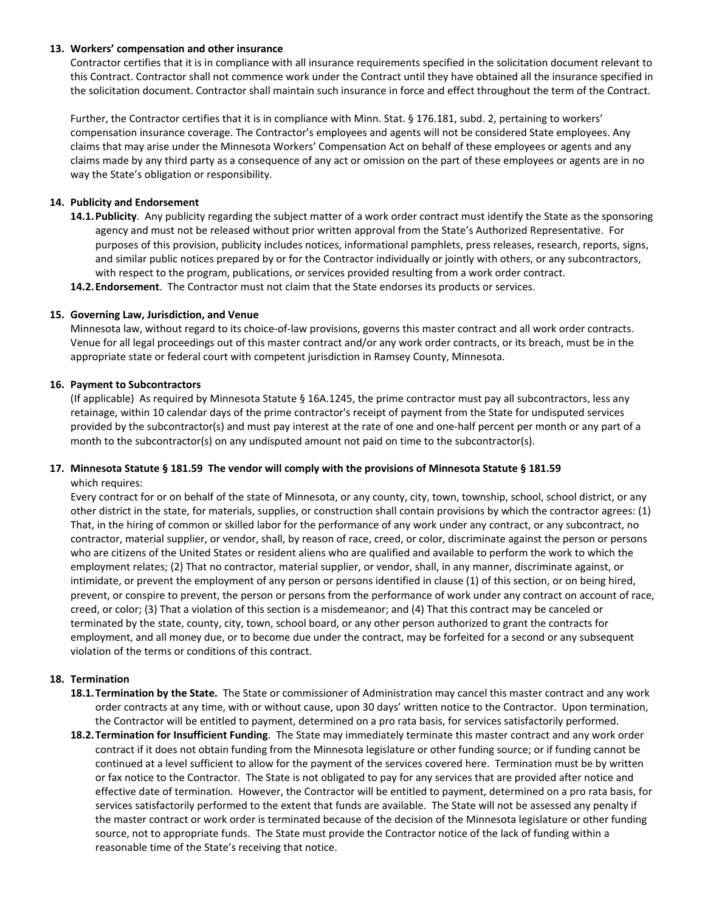**13. Workers' compensation and other insurance**

Contractor certifies that it is in compliance with all insurance requirements specified in the solicitation document relevant to this Contract. Contractor shall not commence work under the Contract until they have obtained all the insurance specified in the solicitation document. Contractor shall maintain such insurance in force and effect throughout the term of the Contract.

Further, the Contractor certifies that it is in compliance with Minn. Stat. § 176.181, subd. 2, pertaining to workers' compensation insurance coverage. The Contractor's employees and agents will not be considered State employees. Any claims that may arise under the Minnesota Workers' Compensation Act on behalf of these employees or agents and any claims made by any third party as a consequence of any act or omission on the part of these employees or agents are in no way the State's obligation or responsibility.

**14. Publicity and Endorsement**

**14.1. Publicity**. Any publicity regarding the subject matter of a work order contract must identify the State as the sponsoring agency and must not be released without prior written approval from the State's Authorized Representative. For purposes of this provision, publicity includes notices, informational pamphlets, press releases, research, reports, signs, and similar public notices prepared by or for the Contractor individually or jointly with others, or any subcontractors, with respect to the program, publications, or services provided resulting from a work order contract.

**14.2. Endorsement**. The Contractor must not claim that the State endorses its products or services.

**15. Governing Law, Jurisdiction, and Venue**

Minnesota law, without regard to its choice-of-law provisions, governs this master contract and all work order contracts. Venue for all legal proceedings out of this master contract and/or any work order contracts, or its breach, must be in the appropriate state or federal court with competent jurisdiction in Ramsey County, Minnesota.

**16. Payment to Subcontractors**

(If applicable) As required by Minnesota Statute § 16A.1245, the prime contractor must pay all subcontractors, less any retainage, within 10 calendar days of the prime contractor's receipt of payment from the State for undisputed services provided by the subcontractor(s) and must pay interest at the rate of one and one-half percent per month or any part of a month to the subcontractor(s) on any undisputed amount not paid on time to the subcontractor(s).

**17. Minnesota Statute § 181.59 The vendor will comply with the provisions of Minnesota Statute § 181.59**

which requires:

Every contract for or on behalf of the state of Minnesota, or any county, city, town, township, school, school district, or any other district in the state, for materials, supplies, or construction shall contain provisions by which the contractor agrees: (1) That, in the hiring of common or skilled labor for the performance of any work under any contract, or any subcontract, no contractor, material supplier, or vendor, shall, by reason of race, creed, or color, discriminate against the person or persons who are citizens of the United States or resident aliens who are qualified and available to perform the work to which the employment relates; (2) That no contractor, material supplier, or vendor, shall, in any manner, discriminate against, or intimidate, or prevent the employment of any person or persons identified in clause (1) of this section, or on being hired, prevent, or conspire to prevent, the person or persons from the performance of work under any contract on account of race, creed, or color; (3) That a violation of this section is a misdemeanor; and (4) That this contract may be canceled or terminated by the state, county, city, town, school board, or any other person authorized to grant the contracts for employment, and all money due, or to become due under the contract, may be forfeited for a second or any subsequent violation of the terms or conditions of this contract.

**18. Termination**

**18.1. Termination by the State.** The State or commissioner of Administration may cancel this master contract and any work order contracts at any time, with or without cause, upon 30 days' written notice to the Contractor. Upon termination, the Contractor will be entitled to payment, determined on a pro rata basis, for services satisfactorily performed.

**18.2. Termination for Insufficient Funding**. The State may immediately terminate this master contract and any work order contract if it does not obtain funding from the Minnesota legislature or other funding source; or if funding cannot be continued at a level sufficient to allow for the payment of the services covered here. Termination must be by written or fax notice to the Contractor. The State is not obligated to pay for any services that are provided after notice and effective date of termination. However, the Contractor will be entitled to payment, determined on a pro rata basis, for services satisfactorily performed to the extent that funds are available. The State will not be assessed any penalty if the master contract or work order is terminated because of the decision of the Minnesota legislature or other funding source, not to appropriate funds. The State must provide the Contractor notice of the lack of funding within a reasonable time of the State's receiving that notice.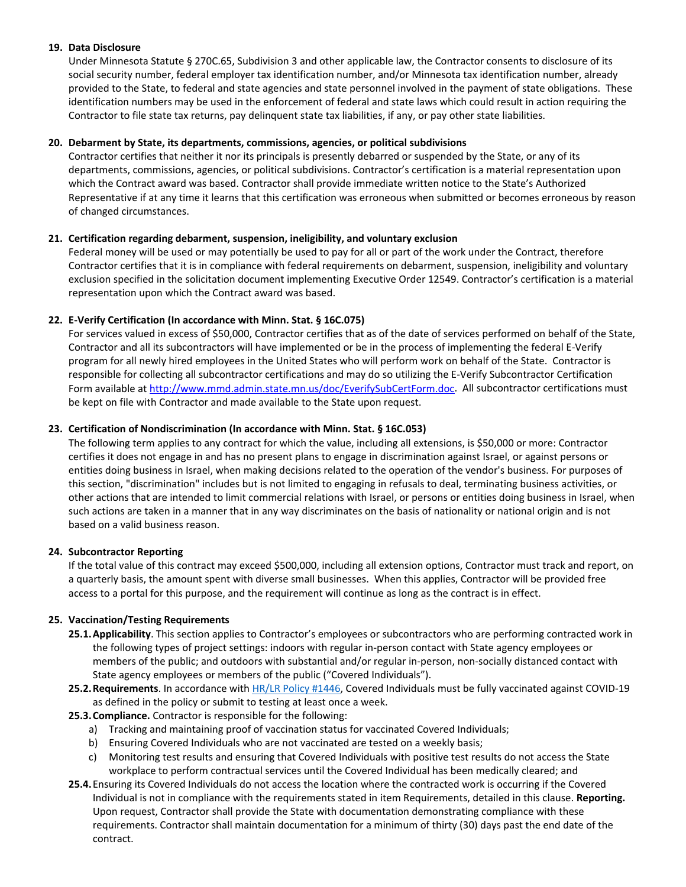**19. Data Disclosure**

Under Minnesota Statute § 270C.65, Subdivision 3 and other applicable law, the Contractor consents to disclosure of its social security number, federal employer tax identification number, and/or Minnesota tax identification number, already provided to the State, to federal and state agencies and state personnel involved in the payment of state obligations. These identification numbers may be used in the enforcement of federal and state laws which could result in action requiring the Contractor to file state tax returns, pay delinquent state tax liabilities, if any, or pay other state liabilities.

**20. Debarment by State, its departments, commissions, agencies, or political subdivisions**

Contractor certifies that neither it nor its principals is presently debarred or suspended by the State, or any of its departments, commissions, agencies, or political subdivisions. Contractor's certification is a material representation upon which the Contract award was based. Contractor shall provide immediate written notice to the State's Authorized Representative if at any time it learns that this certification was erroneous when submitted or becomes erroneous by reason of changed circumstances.

**21. Certification regarding debarment, suspension, ineligibility, and voluntary exclusion**

Federal money will be used or may potentially be used to pay for all or part of the work under the Contract, therefore Contractor certifies that it is in compliance with federal requirements on debarment, suspension, ineligibility and voluntary exclusion specified in the solicitation document implementing Executive Order 12549. Contractor's certification is a material representation upon which the Contract award was based.

**22. E-Verify Certification (In accordance with Minn. Stat. § 16C.075)**

For services valued in excess of $50,000, Contractor certifies that as of the date of services performed on behalf of the State, Contractor and all its subcontractors will have implemented or be in the process of implementing the federal E-Verify program for all newly hired employees in the United States who will perform work on behalf of the State. Contractor is responsible for collecting all subcontractor certifications and may do so utilizing the E-Verify Subcontractor Certification Form available at http://www.mmd.admin.state.mn.us/doc/EverifySubCertForm.doc. All subcontractor certifications must be kept on file with Contractor and made available to the State upon request.

**23. Certification of Nondiscrimination (In accordance with Minn. Stat. § 16C.053)**

The following term applies to any contract for which the value, including all extensions, is $50,000 or more: Contractor certifies it does not engage in and has no present plans to engage in discrimination against Israel, or against persons or entities doing business in Israel, when making decisions related to the operation of the vendor's business. For purposes of this section, "discrimination" includes but is not limited to engaging in refusals to deal, terminating business activities, or other actions that are intended to limit commercial relations with Israel, or persons or entities doing business in Israel, when such actions are taken in a manner that in any way discriminates on the basis of nationality or national origin and is not based on a valid business reason.

**24. Subcontractor Reporting**

If the total value of this contract may exceed $500,000, including all extension options, Contractor must track and report, on a quarterly basis, the amount spent with diverse small businesses. When this applies, Contractor will be provided free access to a portal for this purpose, and the requirement will continue as long as the contract is in effect.

**25. Vaccination/Testing Requirements**

**25.1. Applicability**. This section applies to Contractor's employees or subcontractors who are performing contracted work in the following types of project settings: indoors with regular in-person contact with State agency employees or members of the public; and outdoors with substantial and/or regular in-person, non-socially distanced contact with State agency employees or members of the public ("Covered Individuals").

**25.2. Requirements**. In accordance with HR/LR Policy #1446, Covered Individuals must be fully vaccinated against COVID-19 as defined in the policy or submit to testing at least once a week.

**25.3. Compliance.** Contractor is responsible for the following:

a) Tracking and maintaining proof of vaccination status for vaccinated Covered Individuals;
b) Ensuring Covered Individuals who are not vaccinated are tested on a weekly basis;
c) Monitoring test results and ensuring that Covered Individuals with positive test results do not access the State workplace to perform contractual services until the Covered Individual has been medically cleared; and

**25.4.** Ensuring its Covered Individuals do not access the location where the contracted work is occurring if the Covered Individual is not in compliance with the requirements stated in item Requirements, detailed in this clause. **Reporting.** Upon request, Contractor shall provide the State with documentation demonstrating compliance with these requirements. Contractor shall maintain documentation for a minimum of thirty (30) days past the end date of the contract.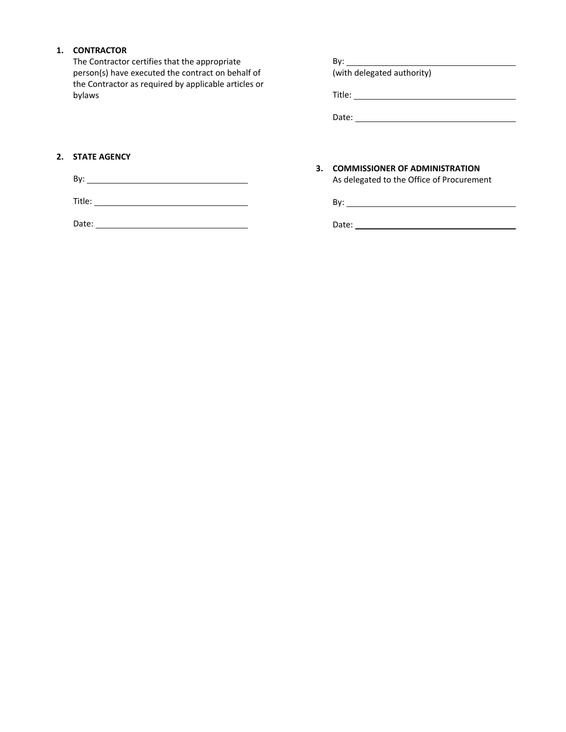1. **CONTRACTOR**

   The Contractor certifies that the appropriate person(s) have executed the contract on behalf of the Contractor as required by applicable articles or bylaws

   By: ______________________________
   (with delegated authority)

   Title: ______________________________

   Date: ______________________________

2. **STATE AGENCY**

   By: ______________________________

   Title: ______________________________

   Date: ______________________________

3. **COMMISSIONER OF ADMINISTRATION**

   As delegated to the Office of Procurement

   By: ______________________________

   Date: ______________________________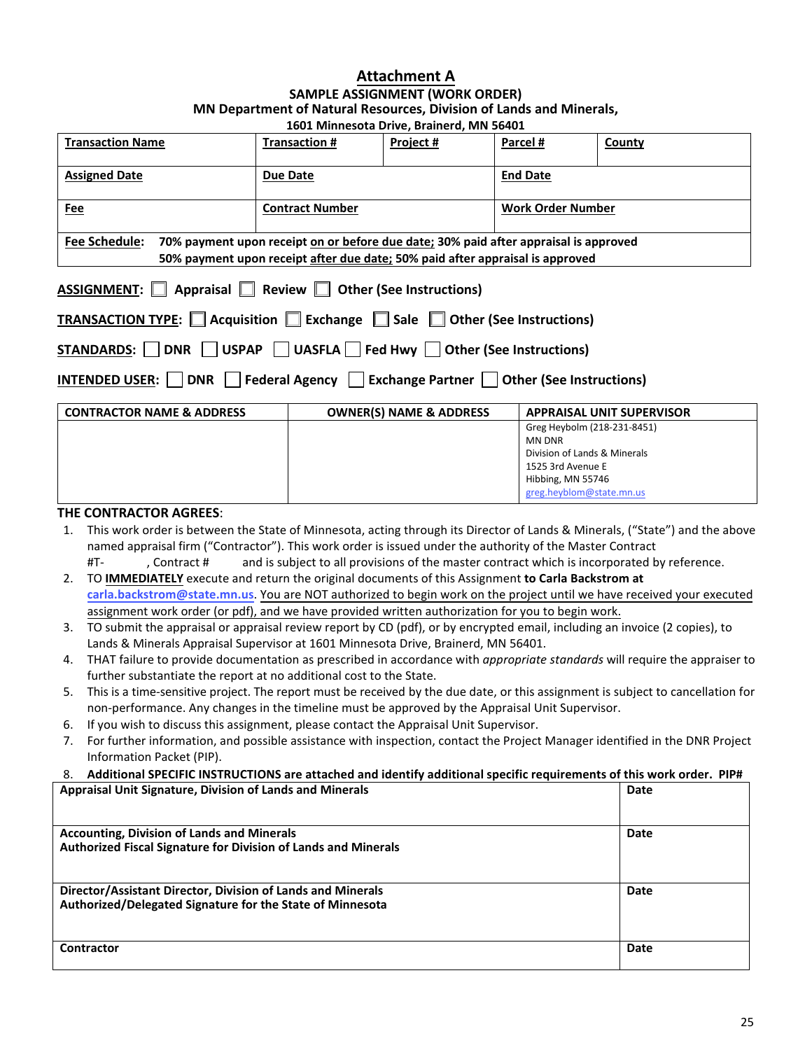# Attachment A

## SAMPLE ASSIGNMENT (WORK ORDER)

### MN Department of Natural Resources, Division of Lands and Minerals,

1601 Minnesota Drive, Brainerd, MN 56401

| Transaction Name | Transaction # | Project # | Parcel # | County |
|---|---|---|---|---|
| **Assigned Date** | **Due Date** | | **End Date** | |
| **Fee** | **Contract Number** | | **Work Order Number** | |
| **Fee Schedule:** 70% payment upon receipt on or before due date; 30% paid after appraisal is approved<br>50% payment upon receipt after due date; 50% paid after appraisal is approved | | | | |

**ASSIGNMENT:** ☐ Appraisal ☐ Review ☐ Other (See Instructions)

**TRANSACTION TYPE:** ☐ Acquisition ☐ Exchange ☐ Sale ☐ Other (See Instructions)

**STANDARDS:** ☐ DNR ☐ USPAP ☐ UASFLA ☐ Fed Hwy ☐ Other (See Instructions)

**INTENDED USER:** ☐ DNR ☐ Federal Agency ☐ Exchange Partner ☐ Other (See Instructions)

| CONTRACTOR NAME & ADDRESS | OWNER(S) NAME & ADDRESS | APPRAISAL UNIT SUPERVISOR |
|---|---|---|
| | | Greg Heyblom (218-231-8451)<br>MN DNR<br>Division of Lands & Minerals<br>1525 3rd Avenue E<br>Hibbing, MN 55746<br>greg.heyblom@state.mn.us |

**THE CONTRACTOR AGREES**:

1. This work order is between the State of Minnesota, acting through its Director of Lands & Minerals, ("State") and the above named appraisal firm ("Contractor"). This work order is issued under the authority of the Master Contract #T- , Contract # and is subject to all provisions of the master contract which is incorporated by reference.
2. TO **IMMEDIATELY** execute and return the original documents of this Assignment **to Carla Backstrom at carla.backstrom@state.mn.us**. You are NOT authorized to begin work on the project until we have received your executed assignment work order (or pdf), and we have provided written authorization for you to begin work.
3. TO submit the appraisal or appraisal review report by CD (pdf), or by encrypted email, including an invoice (2 copies), to Lands & Minerals Appraisal Supervisor at 1601 Minnesota Drive, Brainerd, MN 56401.
4. THAT failure to provide documentation as prescribed in accordance with *appropriate standards* will require the appraiser to further substantiate the report at no additional cost to the State.
5. This is a time-sensitive project. The report must be received by the due date, or this assignment is subject to cancellation for non-performance. Any changes in the timeline must be approved by the Appraisal Unit Supervisor.
6. If you wish to discuss this assignment, please contact the Appraisal Unit Supervisor.
7. For further information, and possible assistance with inspection, contact the Project Manager identified in the DNR Project Information Packet (PIP).
8. **Additional SPECIFIC INSTRUCTIONS are attached and identify additional specific requirements of this work order. PIP#**

| Appraisal Unit Signature, Division of Lands and Minerals | Date |
|---|---|
| **Accounting, Division of Lands and Minerals**<br>**Authorized Fiscal Signature for Division of Lands and Minerals** | **Date** |
| **Director/Assistant Director, Division of Lands and Minerals**<br>**Authorized/Delegated Signature for the State of Minnesota** | **Date** |
| **Contractor** | **Date** |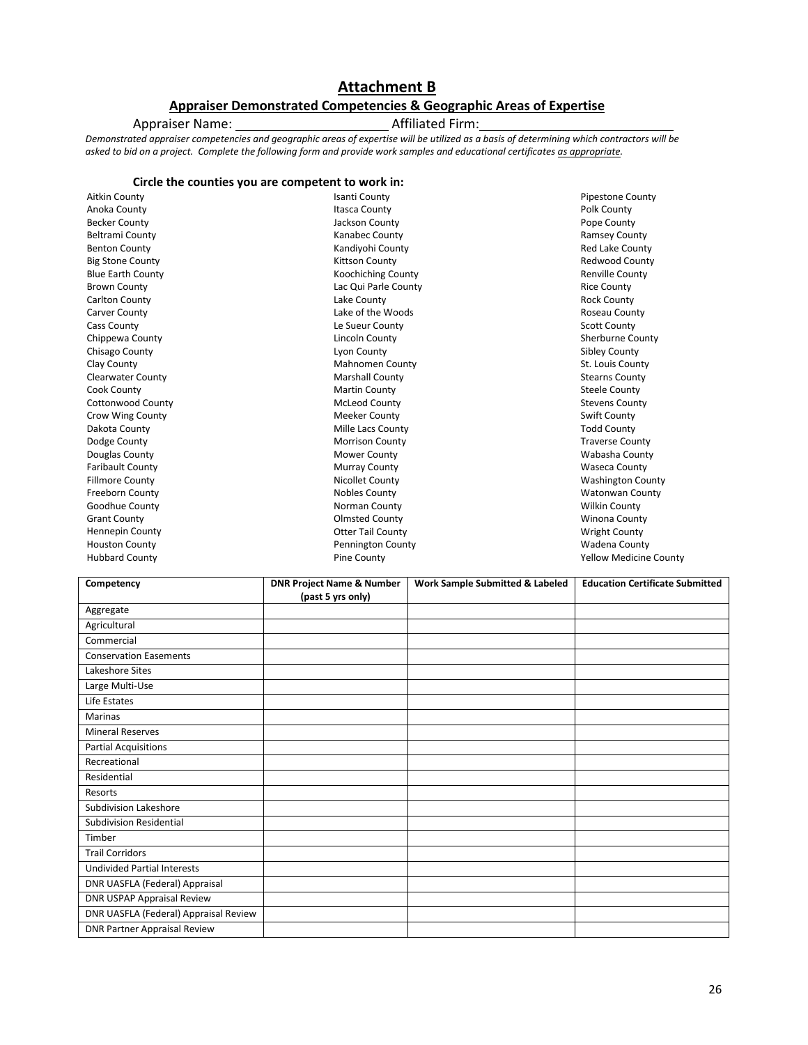# Attachment B

## Appraiser Demonstrated Competencies & Geographic Areas of Expertise

Appraiser Name: ____________________ Affiliated Firm: ____________________

*Demonstrated appraiser competencies and geographic areas of expertise will be utilized as a basis of determining which contractors will be asked to bid on a project. Complete the following form and provide work samples and educational certificates as appropriate.*

**Circle the counties you are competent to work in:**

Aitkin County
Anoka County
Becker County
Beltrami County
Benton County
Big Stone County
Blue Earth County
Brown County
Carlton County
Carver County
Cass County
Chippewa County
Chisago County
Clay County
Clearwater County
Cook County
Cottonwood County
Crow Wing County
Dakota County
Dodge County
Douglas County
Faribault County
Fillmore County
Freeborn County
Goodhue County
Grant County
Hennepin County
Houston County
Hubbard County
Isanti County
Itasca County
Jackson County
Kanabec County
Kandiyohi County
Kittson County
Koochiching County
Lac Qui Parle County
Lake County
Lake of the Woods
Le Sueur County
Lincoln County
Lyon County
Mahnomen County
Marshall County
Martin County
McLeod County
Meeker County
Mille Lacs County
Morrison County
Mower County
Murray County
Nicollet County
Nobles County
Norman County
Olmsted County
Otter Tail County
Pennington County
Pine County
Pipestone County
Polk County
Pope County
Ramsey County
Red Lake County
Redwood County
Renville County
Rice County
Rock County
Roseau County
Scott County
Sherburne County
Sibley County
St. Louis County
Stearns County
Steele County
Stevens County
Swift County
Todd County
Traverse County
Wabasha County
Waseca County
Washington County
Watonwan County
Wilkin County
Winona County
Wright County
Wadena County
Yellow Medicine County

| Competency | DNR Project Name & Number (past 5 yrs only) | Work Sample Submitted & Labeled | Education Certificate Submitted |
|---|---|---|---|
| Aggregate | | | |
| Agricultural | | | |
| Commercial | | | |
| Conservation Easements | | | |
| Lakeshore Sites | | | |
| Large Multi-Use | | | |
| Life Estates | | | |
| Marinas | | | |
| Mineral Reserves | | | |
| Partial Acquisitions | | | |
| Recreational | | | |
| Residential | | | |
| Resorts | | | |
| Subdivision Lakeshore | | | |
| Subdivision Residential | | | |
| Timber | | | |
| Trail Corridors | | | |
| Undivided Partial Interests | | | |
| DNR UASFLA (Federal) Appraisal | | | |
| DNR USPAP Appraisal Review | | | |
| DNR UASFLA (Federal) Appraisal Review | | | |
| DNR Partner Appraisal Review | | | |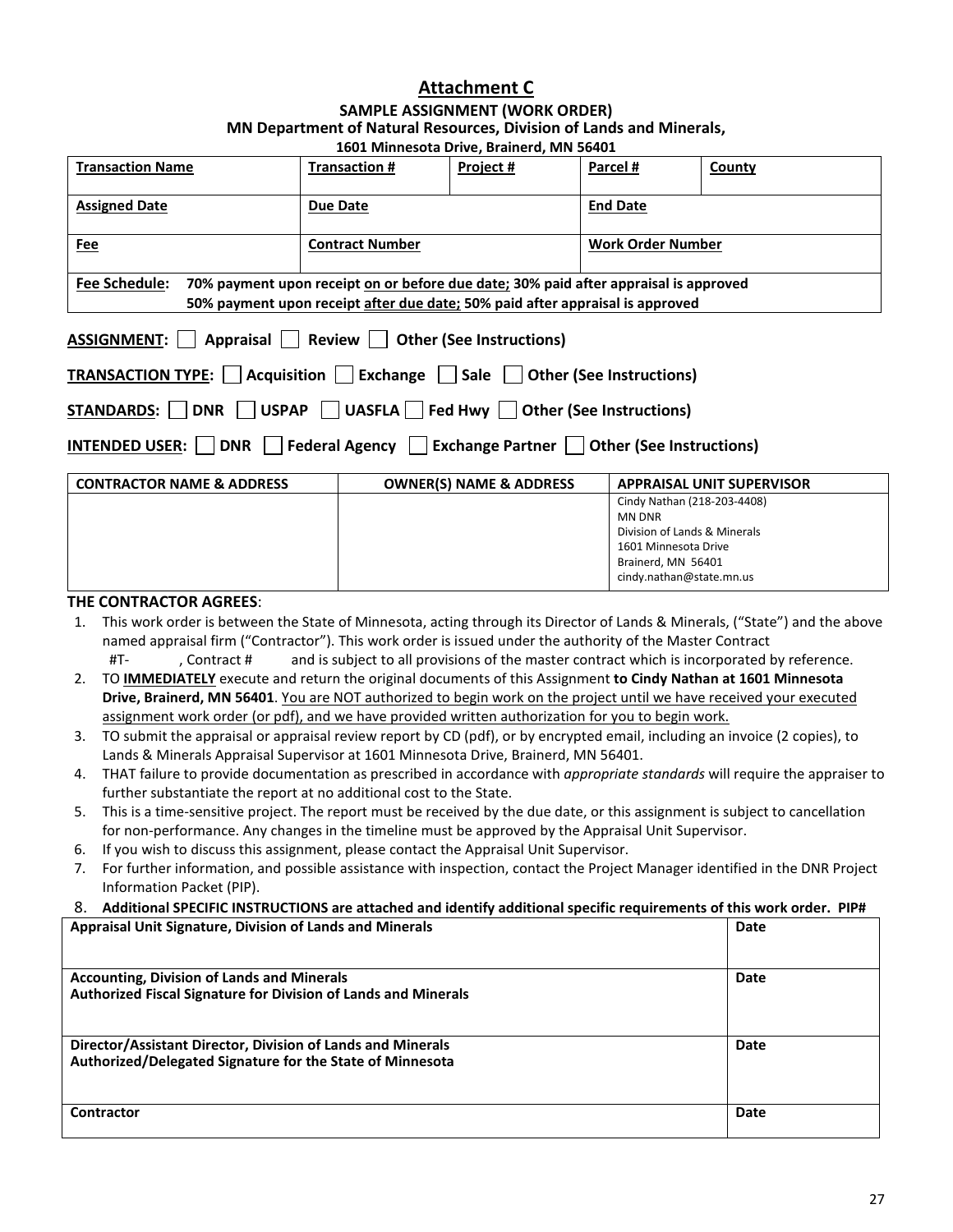# Attachment C

**SAMPLE ASSIGNMENT (WORK ORDER)**
**MN Department of Natural Resources, Division of Lands and Minerals,**
**1601 Minnesota Drive, Brainerd, MN 56401**

| Transaction Name | Transaction # | Project # | Parcel # | County |
|---|---|---|---|---|
| **Assigned Date** | **Due Date** | | **End Date** | |
| **Fee** | **Contract Number** | | **Work Order Number** | |
| **Fee Schedule:** 70% payment upon receipt on or before due date; 30% paid after appraisal is approved<br>50% payment upon receipt after due date; 50% paid after appraisal is approved | | | | |

**ASSIGNMENT:** ☐ Appraisal ☐ Review ☐ Other (See Instructions)

**TRANSACTION TYPE:** ☐ Acquisition ☐ Exchange ☐ Sale ☐ Other (See Instructions)

**STANDARDS:** ☐ DNR ☐ USPAP ☐ UASFLA ☐ Fed Hwy ☐ Other (See Instructions)

**INTENDED USER:** ☐ DNR ☐ Federal Agency ☐ Exchange Partner ☐ Other (See Instructions)

| CONTRACTOR NAME & ADDRESS | OWNER(S) NAME & ADDRESS | APPRAISAL UNIT SUPERVISOR |
|---|---|---|
| | | Cindy Nathan (218-203-4408)<br>MN DNR<br>Division of Lands & Minerals<br>1601 Minnesota Drive<br>Brainerd, MN 56401<br>cindy.nathan@state.mn.us |

**THE CONTRACTOR AGREES**:

1. This work order is between the State of Minnesota, acting through its Director of Lands & Minerals, ("State") and the above named appraisal firm ("Contractor"). This work order is issued under the authority of the Master Contract #T- , Contract # and is subject to all provisions of the master contract which is incorporated by reference.
2. TO **IMMEDIATELY** execute and return the original documents of this Assignment **to Cindy Nathan at 1601 Minnesota Drive, Brainerd, MN 56401**. You are NOT authorized to begin work on the project until we have received your executed assignment work order (or pdf), and we have provided written authorization for you to begin work.
3. TO submit the appraisal or appraisal review report by CD (pdf), or by encrypted email, including an invoice (2 copies), to Lands & Minerals Appraisal Supervisor at 1601 Minnesota Drive, Brainerd, MN 56401.
4. THAT failure to provide documentation as prescribed in accordance with *appropriate standards* will require the appraiser to further substantiate the report at no additional cost to the State.
5. This is a time-sensitive project. The report must be received by the due date, or this assignment is subject to cancellation for non-performance. Any changes in the timeline must be approved by the Appraisal Unit Supervisor.
6. If you wish to discuss this assignment, please contact the Appraisal Unit Supervisor.
7. For further information, and possible assistance with inspection, contact the Project Manager identified in the DNR Project Information Packet (PIP).
8. **Additional SPECIFIC INSTRUCTIONS are attached and identify additional specific requirements of this work order. PIP#**

| Signature | Date |
|---|---|
| **Appraisal Unit Signature, Division of Lands and Minerals** | **Date** |
| **Accounting, Division of Lands and Minerals**<br>**Authorized Fiscal Signature for Division of Lands and Minerals** | **Date** |
| **Director/Assistant Director, Division of Lands and Minerals**<br>**Authorized/Delegated Signature for the State of Minnesota** | **Date** |
| **Contractor** | **Date** |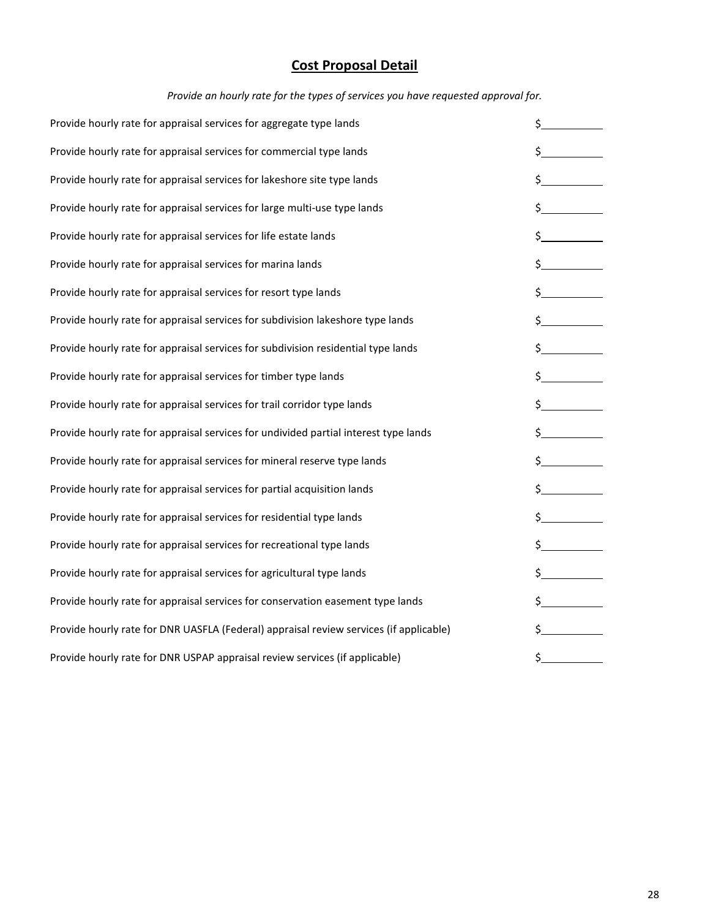## **Cost Proposal Detail**

*Provide an hourly rate for the types of services you have requested approval for.*

| | |
|---|---|
| Provide hourly rate for appraisal services for aggregate type lands | $__________ |
| Provide hourly rate for appraisal services for commercial type lands | $__________ |
| Provide hourly rate for appraisal services for lakeshore site type lands | $__________ |
| Provide hourly rate for appraisal services for large multi-use type lands | $__________ |
| Provide hourly rate for appraisal services for life estate lands | $__________ |
| Provide hourly rate for appraisal services for marina lands | $__________ |
| Provide hourly rate for appraisal services for resort type lands | $__________ |
| Provide hourly rate for appraisal services for subdivision lakeshore type lands | $__________ |
| Provide hourly rate for appraisal services for subdivision residential type lands | $__________ |
| Provide hourly rate for appraisal services for timber type lands | $__________ |
| Provide hourly rate for appraisal services for trail corridor type lands | $__________ |
| Provide hourly rate for appraisal services for undivided partial interest type lands | $__________ |
| Provide hourly rate for appraisal services for mineral reserve type lands | $__________ |
| Provide hourly rate for appraisal services for partial acquisition lands | $__________ |
| Provide hourly rate for appraisal services for residential type lands | $__________ |
| Provide hourly rate for appraisal services for recreational type lands | $__________ |
| Provide hourly rate for appraisal services for agricultural type lands | $__________ |
| Provide hourly rate for appraisal services for conservation easement type lands | $__________ |
| Provide hourly rate for DNR UASFLA (Federal) appraisal review services (if applicable) | $__________ |
| Provide hourly rate for DNR USPAP appraisal review services (if applicable) | $__________ |